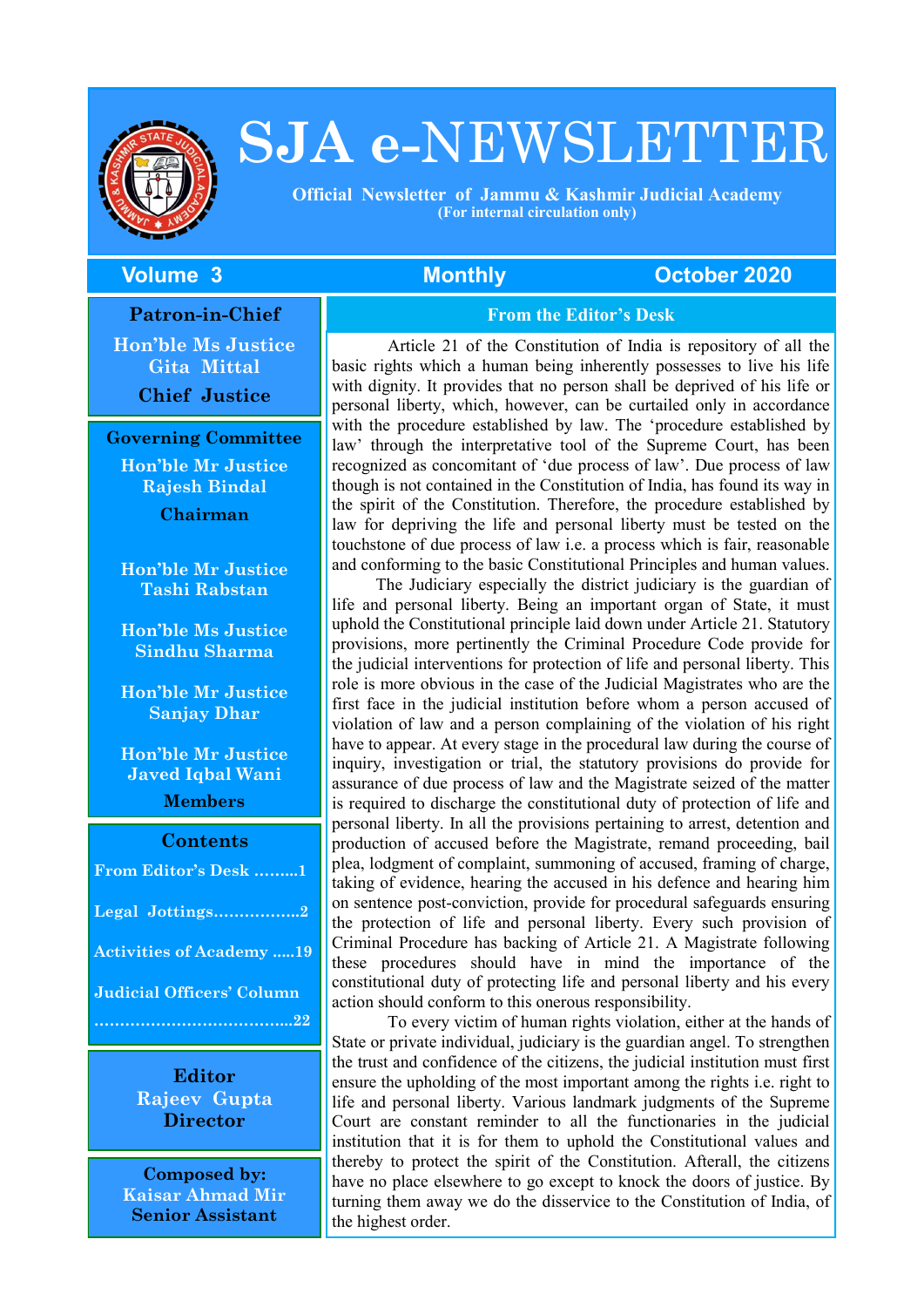# SJA e-NEWSLETTER

**Official Newsletter of Jammu & Kashmir Judicial Academy**
**(For internal circulation only)**

**Volume 3** | **Monthly** | **October 2020**

**Patron-in-Chief**

**Hon'ble Ms Justice Gita Mittal**
**Chief Justice**

**Governing Committee**

**Hon'ble Mr Justice Rajesh Bindal**
**Chairman**

**Hon'ble Mr Justice Tashi Rabstan**

**Hon'ble Ms Justice Sindhu Sharma**

**Hon'ble Mr Justice Sanjay Dhar**

**Hon'ble Mr Justice Javed Iqbal Wani**
**Members**

**Contents**

- From Editor's Desk .........1
- Legal Jottings.................2
- Activities of Academy .....19
- Judicial Officers' Column ......................................22

**Editor**
**Rajeev Gupta**
**Director**

**Composed by:**
**Kaisar Ahmad Mir**
**Senior Assistant**

## From the Editor's Desk

Article 21 of the Constitution of India is repository of all the basic rights which a human being inherently possesses to live his life with dignity. It provides that no person shall be deprived of his life or personal liberty, which, however, can be curtailed only in accordance with the procedure established by law. The 'procedure established by law' through the interpretative tool of the Supreme Court, has been recognized as concomitant of 'due process of law'. Due process of law though is not contained in the Constitution of India, has found its way in the spirit of the Constitution. Therefore, the procedure established by law for depriving the life and personal liberty must be tested on the touchstone of due process of law i.e. a process which is fair, reasonable and conforming to the basic Constitutional Principles and human values.

The Judiciary especially the district judiciary is the guardian of life and personal liberty. Being an important organ of State, it must uphold the Constitutional principle laid down under Article 21. Statutory provisions, more pertinently the Criminal Procedure Code provide for the judicial interventions for protection of life and personal liberty. This role is more obvious in the case of the Judicial Magistrates who are the first face in the judicial institution before whom a person accused of violation of law and a person complaining of the violation of his right have to appear. At every stage in the procedural law during the course of inquiry, investigation or trial, the statutory provisions do provide for assurance of due process of law and the Magistrate seized of the matter is required to discharge the constitutional duty of protection of life and personal liberty. In all the provisions pertaining to arrest, detention and production of accused before the Magistrate, remand proceeding, bail plea, lodgment of complaint, summoning of accused, framing of charge, taking of evidence, hearing the accused in his defence and hearing him on sentence post-conviction, provide for procedural safeguards ensuring the protection of life and personal liberty. Every such provision of Criminal Procedure has backing of Article 21. A Magistrate following these procedures should have in mind the importance of the constitutional duty of protecting life and personal liberty and his every action should conform to this onerous responsibility.

To every victim of human rights violation, either at the hands of State or private individual, judiciary is the guardian angel. To strengthen the trust and confidence of the citizens, the judicial institution must first ensure the upholding of the most important among the rights i.e. right to life and personal liberty. Various landmark judgments of the Supreme Court are constant reminder to all the functionaries in the judicial institution that it is for them to uphold the Constitutional values and thereby to protect the spirit of the Constitution. Afterall, the citizens have no place elsewhere to go except to knock the doors of justice. By turning them away we do the disservice to the Constitution of India, of the highest order.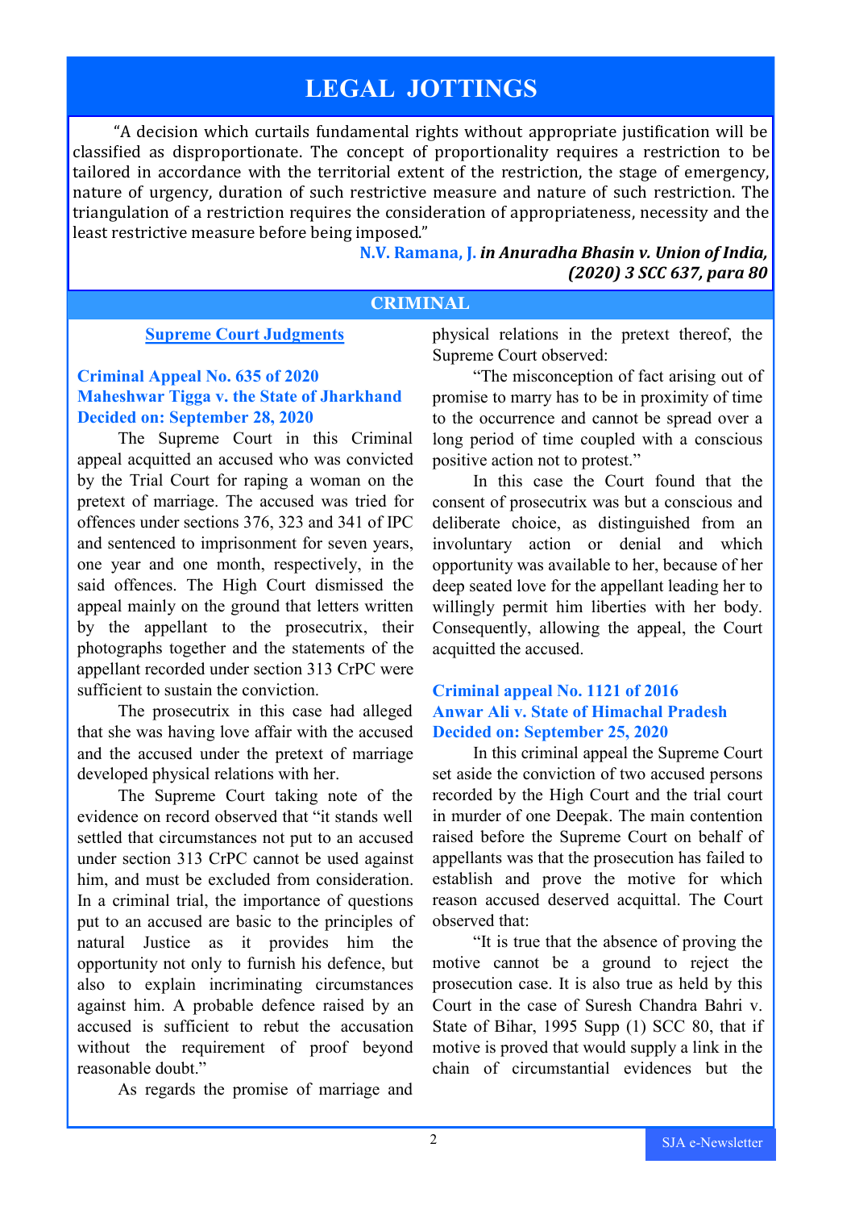# LEGAL JOTTINGS

> "A decision which curtails fundamental rights without appropriate justification will be classified as disproportionate. The concept of proportionality requires a restriction to be tailored in accordance with the territorial extent of the restriction, the stage of emergency, nature of urgency, duration of such restrictive measure and nature of such restriction. The triangulation of a restriction requires the consideration of appropriateness, necessity and the least restrictive measure before being imposed."
>
> **N.V. Ramana, J.** ***in Anuradha Bhasin v. Union of India, (2020) 3 SCC 637, para 80***

## CRIMINAL

### Supreme Court Judgments

**Criminal Appeal No. 635 of 2020**
**Maheshwar Tigga v. the State of Jharkhand**
**Decided on: September 28, 2020**

The Supreme Court in this Criminal appeal acquitted an accused who was convicted by the Trial Court for raping a woman on the pretext of marriage. The accused was tried for offences under sections 376, 323 and 341 of IPC and sentenced to imprisonment for seven years, one year and one month, respectively, in the said offences. The High Court dismissed the appeal mainly on the ground that letters written by the appellant to the prosecutrix, their photographs together and the statements of the appellant recorded under section 313 CrPC were sufficient to sustain the conviction.

The prosecutrix in this case had alleged that she was having love affair with the accused and the accused under the pretext of marriage developed physical relations with her.

The Supreme Court taking note of the evidence on record observed that "it stands well settled that circumstances not put to an accused under section 313 CrPC cannot be used against him, and must be excluded from consideration. In a criminal trial, the importance of questions put to an accused are basic to the principles of natural Justice as it provides him the opportunity not only to furnish his defence, but also to explain incriminating circumstances against him. A probable defence raised by an accused is sufficient to rebut the accusation without the requirement of proof beyond reasonable doubt."

As regards the promise of marriage and physical relations in the pretext thereof, the Supreme Court observed:

"The misconception of fact arising out of promise to marry has to be in proximity of time to the occurrence and cannot be spread over a long period of time coupled with a conscious positive action not to protest."

In this case the Court found that the consent of prosecutrix was but a conscious and deliberate choice, as distinguished from an involuntary action or denial and which opportunity was available to her, because of her deep seated love for the appellant leading her to willingly permit him liberties with her body. Consequently, allowing the appeal, the Court acquitted the accused.

**Criminal appeal No. 1121 of 2016**
**Anwar Ali v. State of Himachal Pradesh**
**Decided on: September 25, 2020**

In this criminal appeal the Supreme Court set aside the conviction of two accused persons recorded by the High Court and the trial court in murder of one Deepak. The main contention raised before the Supreme Court on behalf of appellants was that the prosecution has failed to establish and prove the motive for which reason accused deserved acquittal. The Court observed that:

"It is true that the absence of proving the motive cannot be a ground to reject the prosecution case. It is also true as held by this Court in the case of Suresh Chandra Bahri v. State of Bihar, 1995 Supp (1) SCC 80, that if motive is proved that would supply a link in the chain of circumstantial evidences but the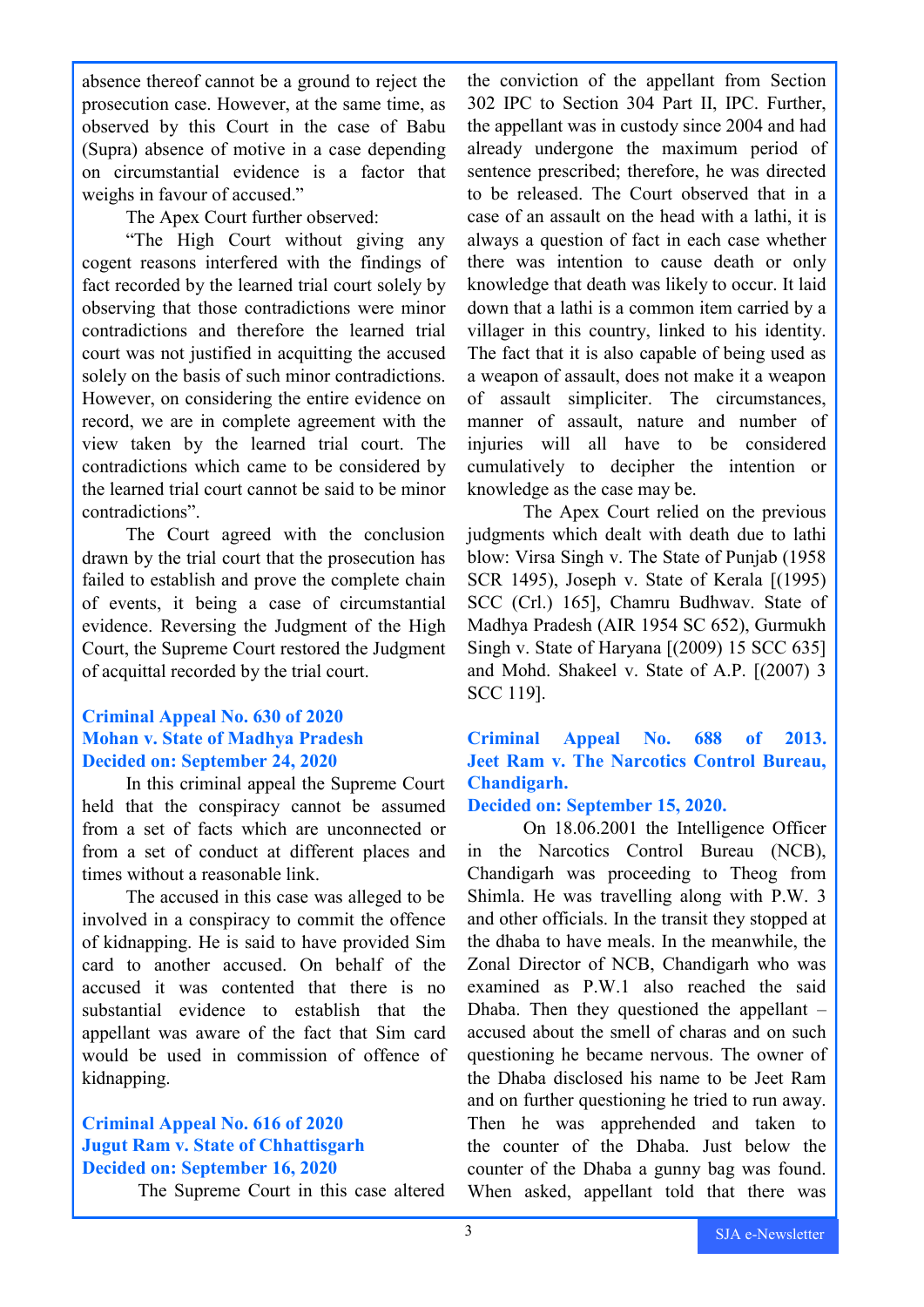absence thereof cannot be a ground to reject the prosecution case. However, at the same time, as observed by this Court in the case of Babu (Supra) absence of motive in a case depending on circumstantial evidence is a factor that weighs in favour of accused."

The Apex Court further observed:

"The High Court without giving any cogent reasons interfered with the findings of fact recorded by the learned trial court solely by observing that those contradictions were minor contradictions and therefore the learned trial court was not justified in acquitting the accused solely on the basis of such minor contradictions. However, on considering the entire evidence on record, we are in complete agreement with the view taken by the learned trial court. The contradictions which came to be considered by the learned trial court cannot be said to be minor contradictions".

The Court agreed with the conclusion drawn by the trial court that the prosecution has failed to establish and prove the complete chain of events, it being a case of circumstantial evidence. Reversing the Judgment of the High Court, the Supreme Court restored the Judgment of acquittal recorded by the trial court.

### Criminal Appeal No. 630 of 2020
### Mohan v. State of Madhya Pradesh
### Decided on: September 24, 2020

In this criminal appeal the Supreme Court held that the conspiracy cannot be assumed from a set of facts which are unconnected or from a set of conduct at different places and times without a reasonable link.

The accused in this case was alleged to be involved in a conspiracy to commit the offence of kidnapping. He is said to have provided Sim card to another accused. On behalf of the accused it was contended that there is no substantial evidence to establish that the appellant was aware of the fact that Sim card would be used in commission of offence of kidnapping.

### Criminal Appeal No. 616 of 2020
### Jugut Ram v. State of Chhattisgarh
### Decided on: September 16, 2020

The Supreme Court in this case altered the conviction of the appellant from Section 302 IPC to Section 304 Part II, IPC. Further, the appellant was in custody since 2004 and had already undergone the maximum period of sentence prescribed; therefore, he was directed to be released. The Court observed that in a case of an assault on the head with a lathi, it is always a question of fact in each case whether there was intention to cause death or only knowledge that death was likely to occur. It laid down that a lathi is a common item carried by a villager in this country, linked to his identity. The fact that it is also capable of being used as a weapon of assault, does not make it a weapon of assault simpliciter. The circumstances, manner of assault, nature and number of injuries will all have to be considered cumulatively to decipher the intention or knowledge as the case may be.

The Apex Court relied on the previous judgments which dealt with death due to lathi blow: Virsa Singh v. The State of Punjab (1958 SCR 1495), Joseph v. State of Kerala [(1995) SCC (Crl.) 165], Chamru Budhwav. State of Madhya Pradesh (AIR 1954 SC 652), Gurmukh Singh v. State of Haryana [(2009) 15 SCC 635] and Mohd. Shakeel v. State of A.P. [(2007) 3 SCC 119].

### Criminal Appeal No. 688 of 2013.
### Jeet Ram v. The Narcotics Control Bureau, Chandigarh.
### Decided on: September 15, 2020.

On 18.06.2001 the Intelligence Officer in the Narcotics Control Bureau (NCB), Chandigarh was proceeding to Theog from Shimla. He was travelling along with P.W. 3 and other officials. In the transit they stopped at the dhaba to have meals. In the meanwhile, the Zonal Director of NCB, Chandigarh who was examined as P.W.1 also reached the said Dhaba. Then they questioned the appellant – accused about the smell of charas and on such questioning he became nervous. The owner of the Dhaba disclosed his name to be Jeet Ram and on further questioning he tried to run away. Then he was apprehended and taken to the counter of the Dhaba. Just below the counter of the Dhaba a gunny bag was found. When asked, appellant told that there was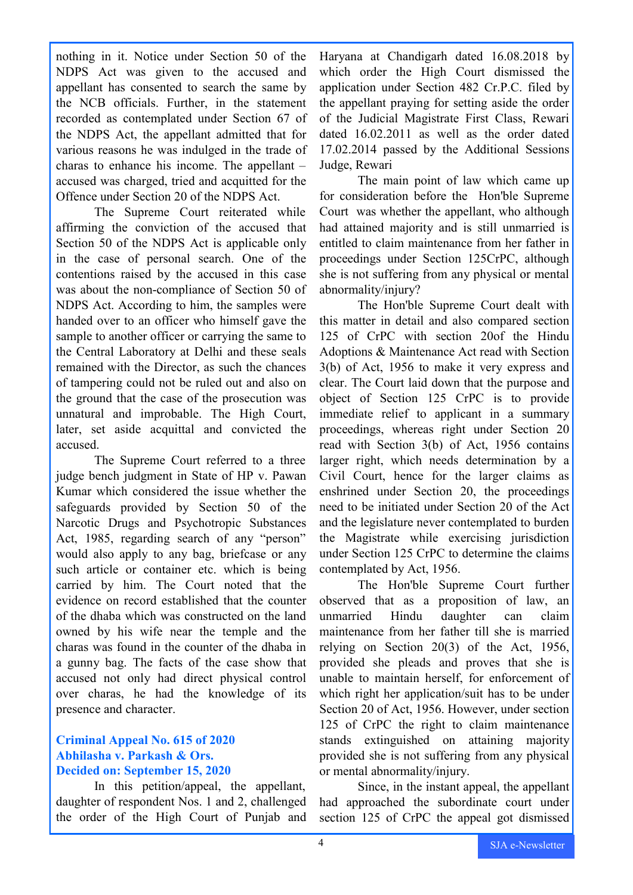nothing in it. Notice under Section 50 of the NDPS Act was given to the accused and appellant has consented to search the same by the NCB officials. Further, in the statement recorded as contemplated under Section 67 of the NDPS Act, the appellant admitted that for various reasons he was indulged in the trade of charas to enhance his income. The appellant – accused was charged, tried and acquitted for the Offence under Section 20 of the NDPS Act.

The Supreme Court reiterated while affirming the conviction of the accused that Section 50 of the NDPS Act is applicable only in the case of personal search. One of the contentions raised by the accused in this case was about the non-compliance of Section 50 of NDPS Act. According to him, the samples were handed over to an officer who himself gave the sample to another officer or carrying the same to the Central Laboratory at Delhi and these seals remained with the Director, as such the chances of tampering could not be ruled out and also on the ground that the case of the prosecution was unnatural and improbable. The High Court, later, set aside acquittal and convicted the accused.

The Supreme Court referred to a three judge bench judgment in State of HP v. Pawan Kumar which considered the issue whether the safeguards provided by Section 50 of the Narcotic Drugs and Psychotropic Substances Act, 1985, regarding search of any "person" would also apply to any bag, briefcase or any such article or container etc. which is being carried by him. The Court noted that the evidence on record established that the counter of the dhaba which was constructed on the land owned by his wife near the temple and the charas was found in the counter of the dhaba in a gunny bag. The facts of the case show that accused not only had direct physical control over charas, he had the knowledge of its presence and character.

**Criminal Appeal No. 615 of 2020**
**Abhilasha v. Parkash & Ors.**
**Decided on: September 15, 2020**

In this petition/appeal, the appellant, daughter of respondent Nos. 1 and 2, challenged the order of the High Court of Punjab and Haryana at Chandigarh dated 16.08.2018 by which order the High Court dismissed the application under Section 482 Cr.P.C. filed by the appellant praying for setting aside the order of the Judicial Magistrate First Class, Rewari dated 16.02.2011 as well as the order dated 17.02.2014 passed by the Additional Sessions Judge, Rewari

The main point of law which came up for consideration before the Hon'ble Supreme Court was whether the appellant, who although had attained majority and is still unmarried is entitled to claim maintenance from her father in proceedings under Section 125CrPC, although she is not suffering from any physical or mental abnormality/injury?

The Hon'ble Supreme Court dealt with this matter in detail and also compared section 125 of CrPC with section 20of the Hindu Adoptions & Maintenance Act read with Section 3(b) of Act, 1956 to make it very express and clear. The Court laid down that the purpose and object of Section 125 CrPC is to provide immediate relief to applicant in a summary proceedings, whereas right under Section 20 read with Section 3(b) of Act, 1956 contains larger right, which needs determination by a Civil Court, hence for the larger claims as enshrined under Section 20, the proceedings need to be initiated under Section 20 of the Act and the legislature never contemplated to burden the Magistrate while exercising jurisdiction under Section 125 CrPC to determine the claims contemplated by Act, 1956.

The Hon'ble Supreme Court further observed that as a proposition of law, an unmarried Hindu daughter can claim maintenance from her father till she is married relying on Section 20(3) of the Act, 1956, provided she pleads and proves that she is unable to maintain herself, for enforcement of which right her application/suit has to be under Section 20 of Act, 1956. However, under section 125 of CrPC the right to claim maintenance stands extinguished on attaining majority provided she is not suffering from any physical or mental abnormality/injury.

Since, in the instant appeal, the appellant had approached the subordinate court under section 125 of CrPC the appeal got dismissed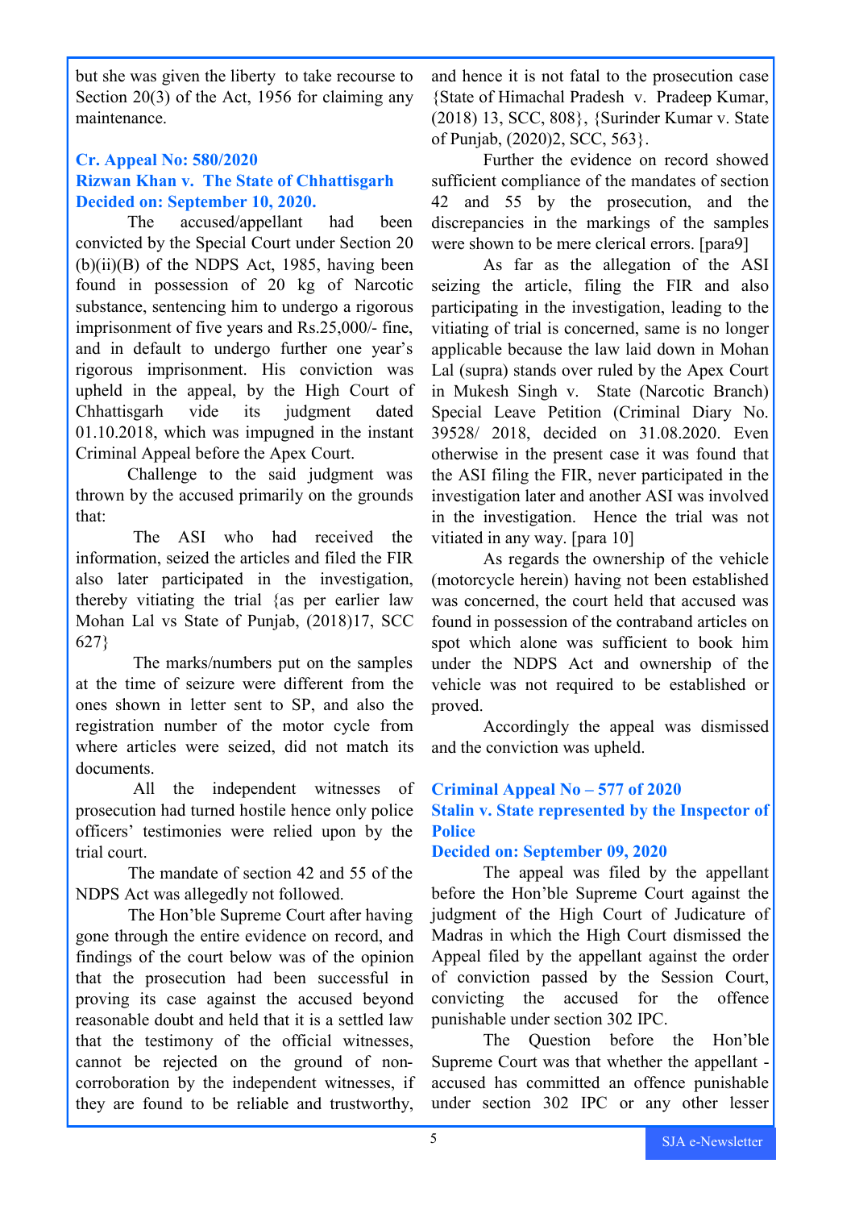but she was given the liberty to take recourse to Section 20(3) of the Act, 1956 for claiming any maintenance.

### Cr. Appeal No: 580/2020
### Rizwan Khan v. The State of Chhattisgarh
### Decided on: September 10, 2020.

The accused/appellant had been convicted by the Special Court under Section 20 (b)(ii)(B) of the NDPS Act, 1985, having been found in possession of 20 kg of Narcotic substance, sentencing him to undergo a rigorous imprisonment of five years and Rs.25,000/- fine, and in default to undergo further one year's rigorous imprisonment. His conviction was upheld in the appeal, by the High Court of Chhattisgarh vide its judgment dated 01.10.2018, which was impugned in the instant Criminal Appeal before the Apex Court.

Challenge to the said judgment was thrown by the accused primarily on the grounds that:

The ASI who had received the information, seized the articles and filed the FIR also later participated in the investigation, thereby vitiating the trial {as per earlier law Mohan Lal vs State of Punjab, (2018)17, SCC 627}

The marks/numbers put on the samples at the time of seizure were different from the ones shown in letter sent to SP, and also the registration number of the motor cycle from where articles were seized, did not match its documents.

All the independent witnesses of prosecution had turned hostile hence only police officers' testimonies were relied upon by the trial court.

The mandate of section 42 and 55 of the NDPS Act was allegedly not followed.

The Hon'ble Supreme Court after having gone through the entire evidence on record, and findings of the court below was of the opinion that the prosecution had been successful in proving its case against the accused beyond reasonable doubt and held that it is a settled law that the testimony of the official witnesses, cannot be rejected on the ground of non-corroboration by the independent witnesses, if they are found to be reliable and trustworthy, and hence it is not fatal to the prosecution case {State of Himachal Pradesh v. Pradeep Kumar, (2018) 13, SCC, 808}, {Surinder Kumar v. State of Punjab, (2020)2, SCC, 563}.

Further the evidence on record showed sufficient compliance of the mandates of section 42 and 55 by the prosecution, and the discrepancies in the markings of the samples were shown to be mere clerical errors. [para9]

As far as the allegation of the ASI seizing the article, filing the FIR and also participating in the investigation, leading to the vitiating of trial is concerned, same is no longer applicable because the law laid down in Mohan Lal (supra) stands over ruled by the Apex Court in Mukesh Singh v. State (Narcotic Branch) Special Leave Petition (Criminal Diary No. 39528/ 2018, decided on 31.08.2020. Even otherwise in the present case it was found that the ASI filing the FIR, never participated in the investigation later and another ASI was involved in the investigation. Hence the trial was not vitiated in any way. [para 10]

As regards the ownership of the vehicle (motorcycle herein) having not been established was concerned, the court held that accused was found in possession of the contraband articles on spot which alone was sufficient to book him under the NDPS Act and ownership of the vehicle was not required to be established or proved.

Accordingly the appeal was dismissed and the conviction was upheld.

### Criminal Appeal No – 577 of 2020
### Stalin v. State represented by the Inspector of Police
### Decided on: September 09, 2020

The appeal was filed by the appellant before the Hon'ble Supreme Court against the judgment of the High Court of Judicature of Madras in which the High Court dismissed the Appeal filed by the appellant against the order of conviction passed by the Session Court, convicting the accused for the offence punishable under section 302 IPC.

The Question before the Hon'ble Supreme Court was that whether the appellant - accused has committed an offence punishable under section 302 IPC or any other lesser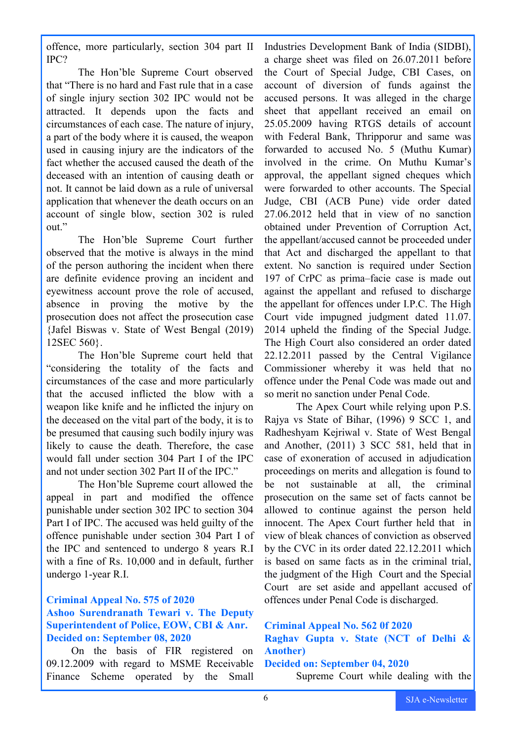offence, more particularly, section 304 part II IPC?

The Hon'ble Supreme Court observed that "There is no hard and Fast rule that in a case of single injury section 302 IPC would not be attracted. It depends upon the facts and circumstances of each case. The nature of injury, a part of the body where it is caused, the weapon used in causing injury are the indicators of the fact whether the accused caused the death of the deceased with an intention of causing death or not. It cannot be laid down as a rule of universal application that whenever the death occurs on an account of single blow, section 302 is ruled out."

The Hon'ble Supreme Court further observed that the motive is always in the mind of the person authoring the incident when there are definite evidence proving an incident and eyewitness account prove the role of accused, absence in proving the motive by the prosecution does not affect the prosecution case {Jafel Biswas v. State of West Bengal (2019) 12SEC 560}.

The Hon'ble Supreme court held that "considering the totality of the facts and circumstances of the case and more particularly that the accused inflicted the blow with a weapon like knife and he inflicted the injury on the deceased on the vital part of the body, it is to be presumed that causing such bodily injury was likely to cause the death. Therefore, the case would fall under section 304 Part I of the IPC and not under section 302 Part II of the IPC."

The Hon'ble Supreme court allowed the appeal in part and modified the offence punishable under section 302 IPC to section 304 Part I of IPC. The accused was held guilty of the offence punishable under section 304 Part I of the IPC and sentenced to undergo 8 years R.I with a fine of Rs. 10,000 and in default, further undergo 1-year R.I.

### Criminal Appeal No. 575 of 2020
### Ashoo Surendranath Tewari v. The Deputy Superintendent of Police, EOW, CBI & Anr.
### Decided on: September 08, 2020

On the basis of FIR registered on 09.12.2009 with regard to MSME Receivable Finance Scheme operated by the Small Industries Development Bank of India (SIDBI), a charge sheet was filed on 26.07.2011 before the Court of Special Judge, CBI Cases, on account of diversion of funds against the accused persons. It was alleged in the charge sheet that appellant received an email on 25.05.2009 having RTGS details of account with Federal Bank, Thripporur and same was forwarded to accused No. 5 (Muthu Kumar) involved in the crime. On Muthu Kumar's approval, the appellant signed cheques which were forwarded to other accounts. The Special Judge, CBI (ACB Pune) vide order dated 27.06.2012 held that in view of no sanction obtained under Prevention of Corruption Act, the appellant/accused cannot be proceeded under that Act and discharged the appellant to that extent. No sanction is required under Section 197 of CrPC as prima–facie case is made out against the appellant and refused to discharge the appellant for offences under I.P.C. The High Court vide impugned judgment dated 11.07. 2014 upheld the finding of the Special Judge. The High Court also considered an order dated 22.12.2011 passed by the Central Vigilance Commissioner whereby it was held that no offence under the Penal Code was made out and so merit no sanction under Penal Code.

The Apex Court while relying upon P.S. Rajya vs State of Bihar, (1996) 9 SCC 1, and Radheshyam Kejriwal v. State of West Bengal and Another, (2011) 3 SCC 581, held that in case of exoneration of accused in adjudication proceedings on merits and allegation is found to be not sustainable at all, the criminal prosecution on the same set of facts cannot be allowed to continue against the person held innocent. The Apex Court further held that in view of bleak chances of conviction as observed by the CVC in its order dated 22.12.2011 which is based on same facts as in the criminal trial, the judgment of the High Court and the Special Court are set aside and appellant accused of offences under Penal Code is discharged.

### Criminal Appeal No. 562 0f 2020
### Raghav Gupta v. State (NCT of Delhi & Another)
### Decided on: September 04, 2020

Supreme Court while dealing with the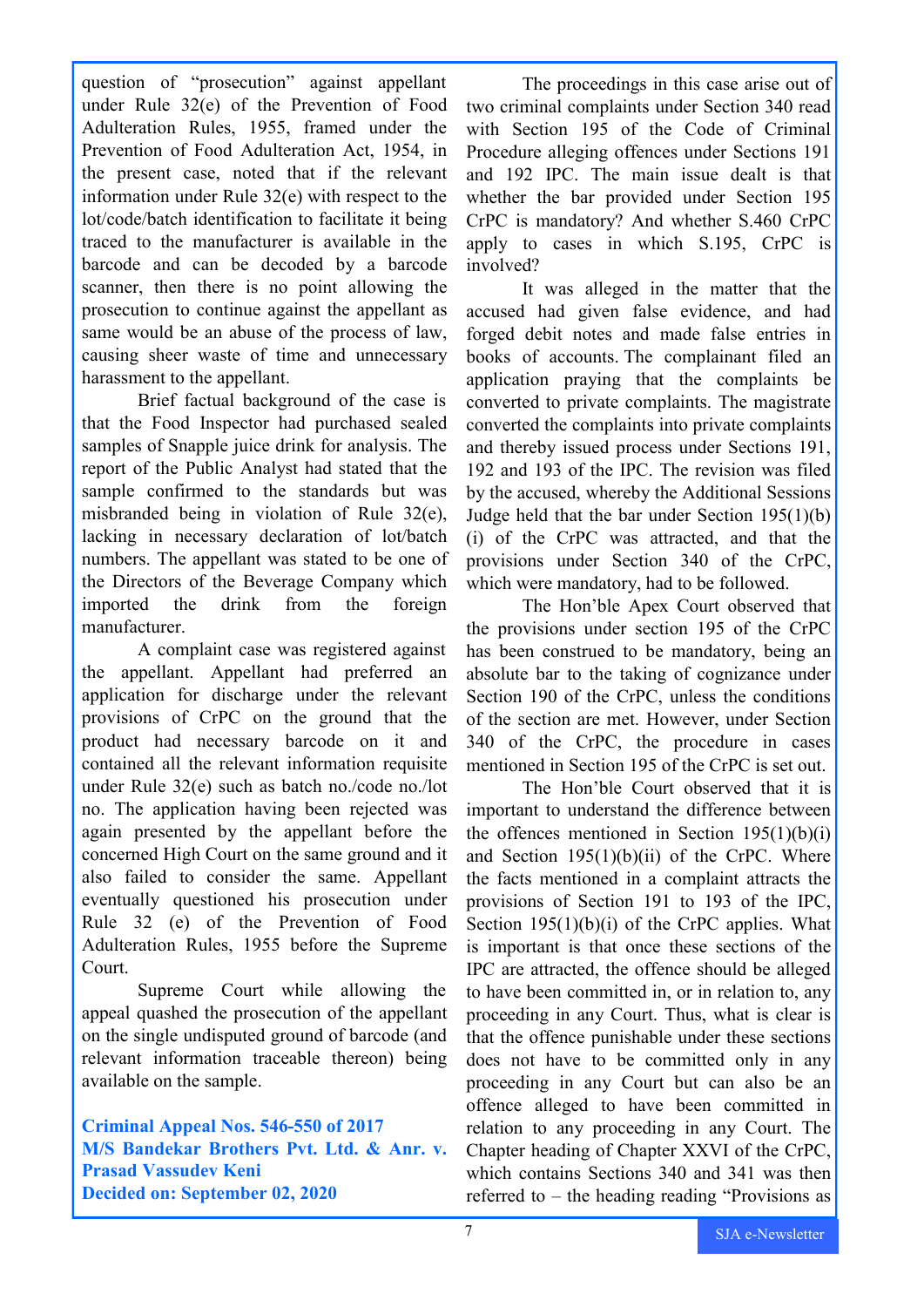question of "prosecution" against appellant under Rule 32(e) of the Prevention of Food Adulteration Rules, 1955, framed under the Prevention of Food Adulteration Act, 1954, in the present case, noted that if the relevant information under Rule 32(e) with respect to the lot/code/batch identification to facilitate it being traced to the manufacturer is available in the barcode and can be decoded by a barcode scanner, then there is no point allowing the prosecution to continue against the appellant as same would be an abuse of the process of law, causing sheer waste of time and unnecessary harassment to the appellant.

Brief factual background of the case is that the Food Inspector had purchased sealed samples of Snapple juice drink for analysis. The report of the Public Analyst had stated that the sample confirmed to the standards but was misbranded being in violation of Rule 32(e), lacking in necessary declaration of lot/batch numbers. The appellant was stated to be one of the Directors of the Beverage Company which imported the drink from the foreign manufacturer.

A complaint case was registered against the appellant. Appellant had preferred an application for discharge under the relevant provisions of CrPC on the ground that the product had necessary barcode on it and contained all the relevant information requisite under Rule 32(e) such as batch no./code no./lot no. The application having been rejected was again presented by the appellant before the concerned High Court on the same ground and it also failed to consider the same. Appellant eventually questioned his prosecution under Rule 32 (e) of the Prevention of Food Adulteration Rules, 1955 before the Supreme Court.

Supreme Court while allowing the appeal quashed the prosecution of the appellant on the single undisputed ground of barcode (and relevant information traceable thereon) being available on the sample.

**Criminal Appeal Nos. 546-550 of 2017**
**M/S Bandekar Brothers Pvt. Ltd. & Anr. v. Prasad Vassudev Keni**
**Decided on: September 02, 2020**

The proceedings in this case arise out of two criminal complaints under Section 340 read with Section 195 of the Code of Criminal Procedure alleging offences under Sections 191 and 192 IPC. The main issue dealt is that whether the bar provided under Section 195 CrPC is mandatory? And whether S.460 CrPC apply to cases in which S.195, CrPC is involved?

It was alleged in the matter that the accused had given false evidence, and had forged debit notes and made false entries in books of accounts. The complainant filed an application praying that the complaints be converted to private complaints. The magistrate converted the complaints into private complaints and thereby issued process under Sections 191, 192 and 193 of the IPC. The revision was filed by the accused, whereby the Additional Sessions Judge held that the bar under Section 195(1)(b)(i) of the CrPC was attracted, and that the provisions under Section 340 of the CrPC, which were mandatory, had to be followed.

The Hon'ble Apex Court observed that the provisions under section 195 of the CrPC has been construed to be mandatory, being an absolute bar to the taking of cognizance under Section 190 of the CrPC, unless the conditions of the section are met. However, under Section 340 of the CrPC, the procedure in cases mentioned in Section 195 of the CrPC is set out.

The Hon'ble Court observed that it is important to understand the difference between the offences mentioned in Section 195(1)(b)(i) and Section 195(1)(b)(ii) of the CrPC. Where the facts mentioned in a complaint attracts the provisions of Section 191 to 193 of the IPC, Section 195(1)(b)(i) of the CrPC applies. What is important is that once these sections of the IPC are attracted, the offence should be alleged to have been committed in, or in relation to, any proceeding in any Court. Thus, what is clear is that the offence punishable under these sections does not have to be committed only in any proceeding in any Court but can also be an offence alleged to have been committed in relation to any proceeding in any Court. The Chapter heading of Chapter XXVI of the CrPC, which contains Sections 340 and 341 was then referred to – the heading reading "Provisions as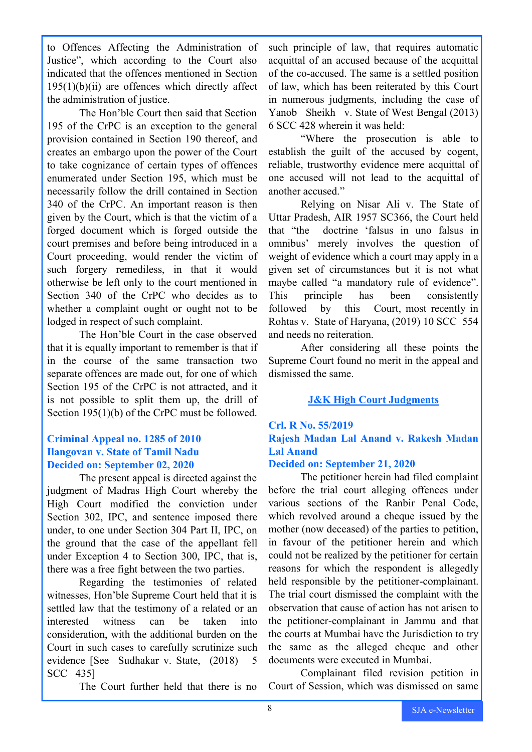to Offences Affecting the Administration of Justice", which according to the Court also indicated that the offences mentioned in Section 195(1)(b)(ii) are offences which directly affect the administration of justice.

The Hon'ble Court then said that Section 195 of the CrPC is an exception to the general provision contained in Section 190 thereof, and creates an embargo upon the power of the Court to take cognizance of certain types of offences enumerated under Section 195, which must be necessarily follow the drill contained in Section 340 of the CrPC. An important reason is then given by the Court, which is that the victim of a forged document which is forged outside the court premises and before being introduced in a Court proceeding, would render the victim of such forgery remediless, in that it would otherwise be left only to the court mentioned in Section 340 of the CrPC who decides as to whether a complaint ought or ought not to be lodged in respect of such complaint.

The Hon'ble Court in the case observed that it is equally important to remember is that if in the course of the same transaction two separate offences are made out, for one of which Section 195 of the CrPC is not attracted, and it is not possible to split them up, the drill of Section 195(1)(b) of the CrPC must be followed.

### Criminal Appeal no. 1285 of 2010
### Ilangovan v. State of Tamil Nadu
### Decided on: September 02, 2020

The present appeal is directed against the judgment of Madras High Court whereby the High Court modified the conviction under Section 302, IPC, and sentence imposed there under, to one under Section 304 Part II, IPC, on the ground that the case of the appellant fell under Exception 4 to Section 300, IPC, that is, there was a free fight between the two parties.

Regarding the testimonies of related witnesses, Hon'ble Supreme Court held that it is settled law that the testimony of a related or an interested witness can be taken into consideration, with the additional burden on the Court in such cases to carefully scrutinize such evidence [See Sudhakar v. State, (2018) 5 SCC 435]

The Court further held that there is no such principle of law, that requires automatic acquittal of an accused because of the acquittal of the co-accused. The same is a settled position of law, which has been reiterated by this Court in numerous judgments, including the case of Yanob Sheikh v. State of West Bengal (2013) 6 SCC 428 wherein it was held:

"Where the prosecution is able to establish the guilt of the accused by cogent, reliable, trustworthy evidence mere acquittal of one accused will not lead to the acquittal of another accused."

Relying on Nisar Ali v. The State of Uttar Pradesh, AIR 1957 SC366, the Court held that "the doctrine 'falsus in uno falsus in omnibus' merely involves the question of weight of evidence which a court may apply in a given set of circumstances but it is not what maybe called "a mandatory rule of evidence". This principle has been consistently followed by this Court, most recently in Rohtas v. State of Haryana, (2019) 10 SCC 554 and needs no reiteration.

After considering all these points the Supreme Court found no merit in the appeal and dismissed the same.

## J&K High Court Judgments

### Crl. R No. 55/2019
### Rajesh Madan Lal Anand v. Rakesh Madan Lal Anand
### Decided on: September 21, 2020

The petitioner herein had filed complaint before the trial court alleging offences under various sections of the Ranbir Penal Code, which revolved around a cheque issued by the mother (now deceased) of the parties to petition, in favour of the petitioner herein and which could not be realized by the petitioner for certain reasons for which the respondent is allegedly held responsible by the petitioner-complainant. The trial court dismissed the complaint with the observation that cause of action has not arisen to the petitioner-complainant in Jammu and that the courts at Mumbai have the Jurisdiction to try the same as the alleged cheque and other documents were executed in Mumbai.

Complainant filed revision petition in Court of Session, which was dismissed on same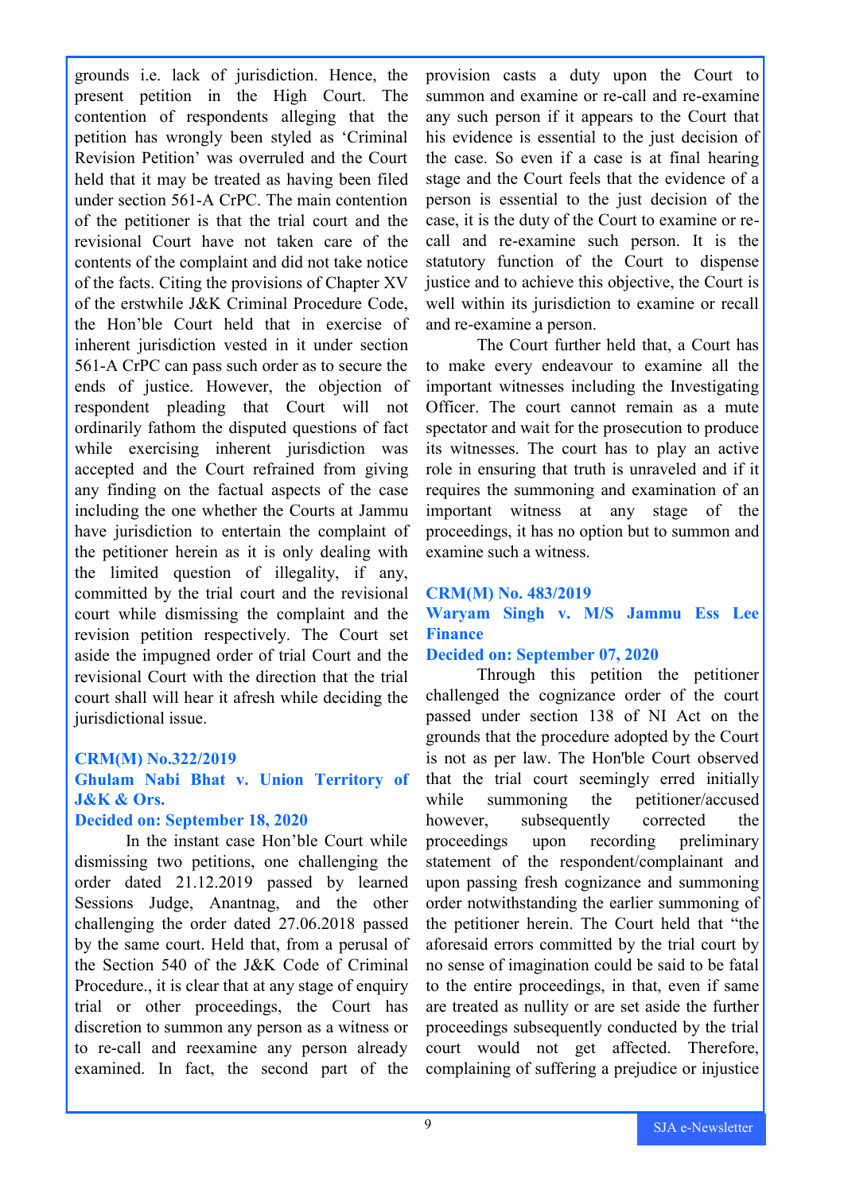grounds i.e. lack of jurisdiction. Hence, the present petition in the High Court. The contention of respondents alleging that the petition has wrongly been styled as 'Criminal Revision Petition' was overruled and the Court held that it may be treated as having been filed under section 561-A CrPC. The main contention of the petitioner is that the trial court and the revisional Court have not taken care of the contents of the complaint and did not take notice of the facts. Citing the provisions of Chapter XV of the erstwhile J&K Criminal Procedure Code, the Hon'ble Court held that in exercise of inherent jurisdiction vested in it under section 561-A CrPC can pass such order as to secure the ends of justice. However, the objection of respondent pleading that Court will not ordinarily fathom the disputed questions of fact while exercising inherent jurisdiction was accepted and the Court refrained from giving any finding on the factual aspects of the case including the one whether the Courts at Jammu have jurisdiction to entertain the complaint of the petitioner herein as it is only dealing with the limited question of illegality, if any, committed by the trial court and the revisional court while dismissing the complaint and the revision petition respectively. The Court set aside the impugned order of trial Court and the revisional Court with the direction that the trial court shall will hear it afresh while deciding the jurisdictional issue.

### CRM(M) No.322/2019

### Ghulam Nabi Bhat v. Union Territory of J&K & Ors.

### Decided on: September 18, 2020

In the instant case Hon'ble Court while dismissing two petitions, one challenging the order dated 21.12.2019 passed by learned Sessions Judge, Anantnag, and the other challenging the order dated 27.06.2018 passed by the same court. Held that, from a perusal of the Section 540 of the J&K Code of Criminal Procedure., it is clear that at any stage of enquiry trial or other proceedings, the Court has discretion to summon any person as a witness or to re-call and reexamine any person already examined. In fact, the second part of the provision casts a duty upon the Court to summon and examine or re-call and re-examine any such person if it appears to the Court that his evidence is essential to the just decision of the case. So even if a case is at final hearing stage and the Court feels that the evidence of a person is essential to the just decision of the case, it is the duty of the Court to examine or re-call and re-examine such person. It is the statutory function of the Court to dispense justice and to achieve this objective, the Court is well within its jurisdiction to examine or recall and re-examine a person.

The Court further held that, a Court has to make every endeavour to examine all the important witnesses including the Investigating Officer. The court cannot remain as a mute spectator and wait for the prosecution to produce its witnesses. The court has to play an active role in ensuring that truth is unraveled and if it requires the summoning and examination of an important witness at any stage of the proceedings, it has no option but to summon and examine such a witness.

### CRM(M) No. 483/2019

### Waryam Singh v. M/S Jammu Ess Lee Finance

### Decided on: September 07, 2020

Through this petition the petitioner challenged the cognizance order of the court passed under section 138 of NI Act on the grounds that the procedure adopted by the Court is not as per law. The Hon'ble Court observed that the trial court seemingly erred initially while summoning the petitioner/accused however, subsequently corrected the proceedings upon recording preliminary statement of the respondent/complainant and upon passing fresh cognizance and summoning order notwithstanding the earlier summoning of the petitioner herein. The Court held that "the aforesaid errors committed by the trial court by no sense of imagination could be said to be fatal to the entire proceedings, in that, even if same are treated as nullity or are set aside the further proceedings subsequently conducted by the trial court would not get affected. Therefore, complaining of suffering a prejudice or injustice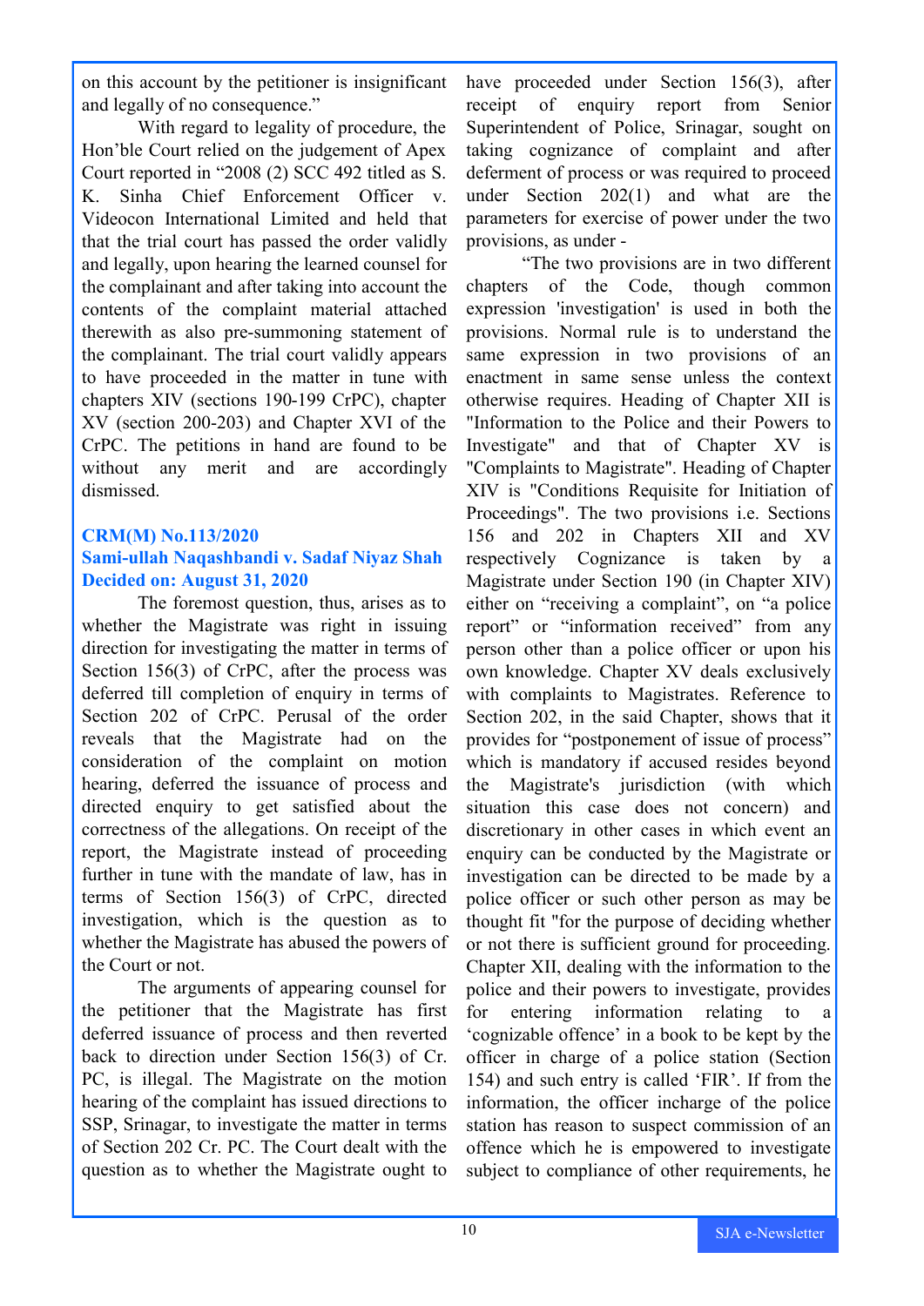on this account by the petitioner is insignificant and legally of no consequence."

With regard to legality of procedure, the Hon'ble Court relied on the judgement of Apex Court reported in "2008 (2) SCC 492 titled as S. K. Sinha Chief Enforcement Officer v. Videocon International Limited and held that that the trial court has passed the order validly and legally, upon hearing the learned counsel for the complainant and after taking into account the contents of the complaint material attached therewith as also pre-summoning statement of the complainant. The trial court validly appears to have proceeded in the matter in tune with chapters XIV (sections 190-199 CrPC), chapter XV (section 200-203) and Chapter XVI of the CrPC. The petitions in hand are found to be without any merit and are accordingly dismissed.

**CRM(M) No.113/2020**
**Sami-ullah Naqashbandi v. Sadaf Niyaz Shah**
**Decided on: August 31, 2020**

The foremost question, thus, arises as to whether the Magistrate was right in issuing direction for investigating the matter in terms of Section 156(3) of CrPC, after the process was deferred till completion of enquiry in terms of Section 202 of CrPC. Perusal of the order reveals that the Magistrate had on the consideration of the complaint on motion hearing, deferred the issuance of process and directed enquiry to get satisfied about the correctness of the allegations. On receipt of the report, the Magistrate instead of proceeding further in tune with the mandate of law, has in terms of Section 156(3) of CrPC, directed investigation, which is the question as to whether the Magistrate has abused the powers of the Court or not.

The arguments of appearing counsel for the petitioner that the Magistrate has first deferred issuance of process and then reverted back to direction under Section 156(3) of Cr. PC, is illegal. The Magistrate on the motion hearing of the complaint has issued directions to SSP, Srinagar, to investigate the matter in terms of Section 202 Cr. PC. The Court dealt with the question as to whether the Magistrate ought to have proceeded under Section 156(3), after receipt of enquiry report from Senior Superintendent of Police, Srinagar, sought on taking cognizance of complaint and after deferment of process or was required to proceed under Section 202(1) and what are the parameters for exercise of power under the two provisions, as under -

"The two provisions are in two different chapters of the Code, though common expression 'investigation' is used in both the provisions. Normal rule is to understand the same expression in two provisions of an enactment in same sense unless the context otherwise requires. Heading of Chapter XII is "Information to the Police and their Powers to Investigate" and that of Chapter XV is "Complaints to Magistrate". Heading of Chapter XIV is "Conditions Requisite for Initiation of Proceedings". The two provisions i.e. Sections 156 and 202 in Chapters XII and XV respectively Cognizance is taken by a Magistrate under Section 190 (in Chapter XIV) either on "receiving a complaint", on "a police report" or "information received" from any person other than a police officer or upon his own knowledge. Chapter XV deals exclusively with complaints to Magistrates. Reference to Section 202, in the said Chapter, shows that it provides for "postponement of issue of process" which is mandatory if accused resides beyond the Magistrate's jurisdiction (with which situation this case does not concern) and discretionary in other cases in which event an enquiry can be conducted by the Magistrate or investigation can be directed to be made by a police officer or such other person as may be thought fit "for the purpose of deciding whether or not there is sufficient ground for proceeding. Chapter XII, dealing with the information to the police and their powers to investigate, provides for entering information relating to a 'cognizable offence' in a book to be kept by the officer in charge of a police station (Section 154) and such entry is called 'FIR'. If from the information, the officer incharge of the police station has reason to suspect commission of an offence which he is empowered to investigate subject to compliance of other requirements, he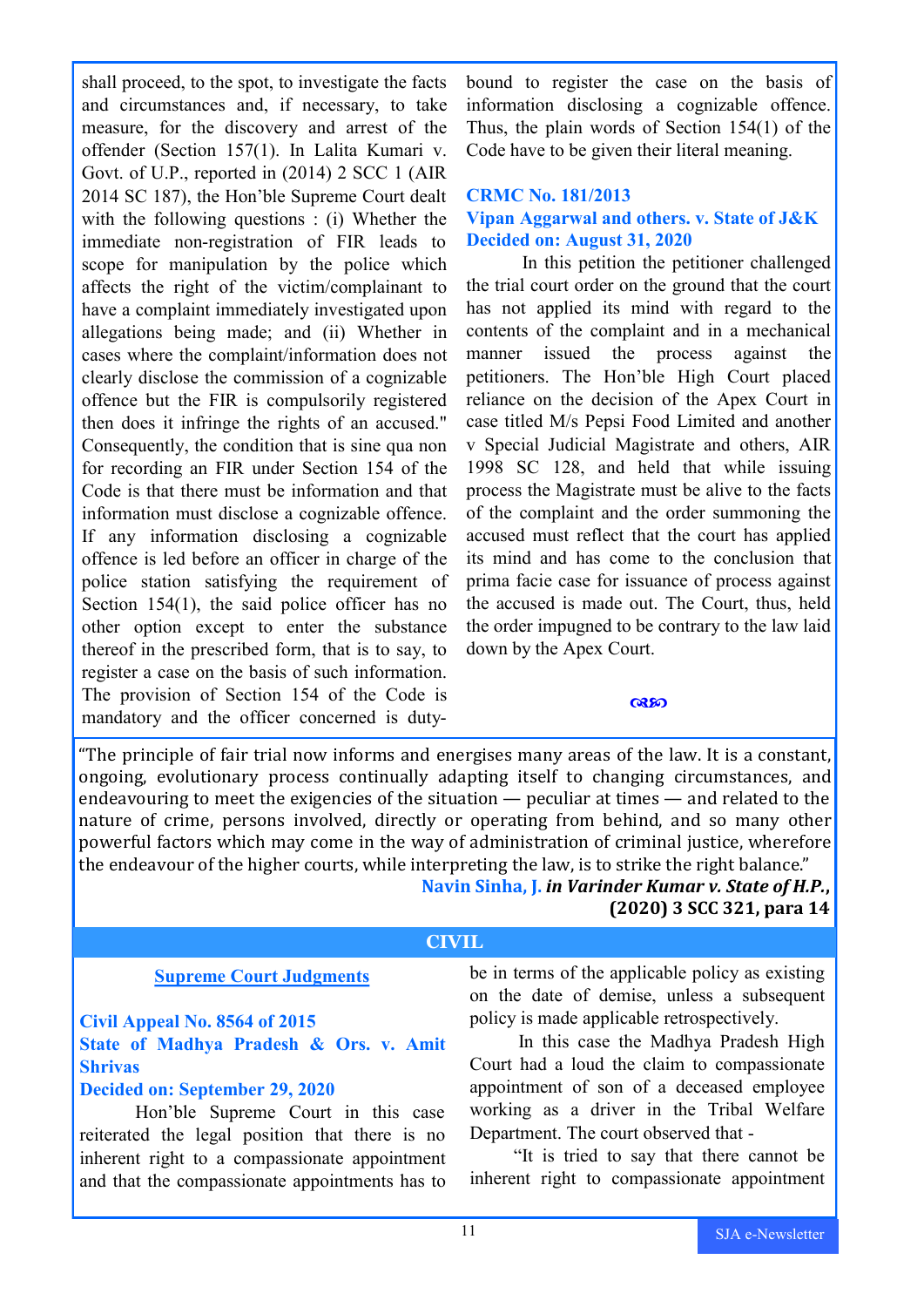shall proceed, to the spot, to investigate the facts and circumstances and, if necessary, to take measure, for the discovery and arrest of the offender (Section 157(1). In Lalita Kumari v. Govt. of U.P., reported in (2014) 2 SCC 1 (AIR 2014 SC 187), the Hon'ble Supreme Court dealt with the following questions : (i) Whether the immediate non-registration of FIR leads to scope for manipulation by the police which affects the right of the victim/complainant to have a complaint immediately investigated upon allegations being made; and (ii) Whether in cases where the complaint/information does not clearly disclose the commission of a cognizable offence but the FIR is compulsorily registered then does it infringe the rights of an accused." Consequently, the condition that is sine qua non for recording an FIR under Section 154 of the Code is that there must be information and that information must disclose a cognizable offence. If any information disclosing a cognizable offence is led before an officer in charge of the police station satisfying the requirement of Section 154(1), the said police officer has no other option except to enter the substance thereof in the prescribed form, that is to say, to register a case on the basis of such information. The provision of Section 154 of the Code is mandatory and the officer concerned is duty-bound to register the case on the basis of information disclosing a cognizable offence. Thus, the plain words of Section 154(1) of the Code have to be given their literal meaning.

**CRMC No. 181/2013**
**Vipan Aggarwal and others. v. State of J&K**
**Decided on: August 31, 2020**

In this petition the petitioner challenged the trial court order on the ground that the court has not applied its mind with regard to the contents of the complaint and in a mechanical manner issued the process against the petitioners. The Hon'ble High Court placed reliance on the decision of the Apex Court in case titled M/s Pepsi Food Limited and another v Special Judicial Magistrate and others, AIR 1998 SC 128, and held that while issuing process the Magistrate must be alive to the facts of the complaint and the order summoning the accused must reflect that the court has applied its mind and has come to the conclusion that prima facie case for issuance of process against the accused is made out. The Court, thus, held the order impugned to be contrary to the law laid down by the Apex Court.

"The principle of fair trial now informs and energises many areas of the law. It is a constant, ongoing, evolutionary process continually adapting itself to changing circumstances, and endeavouring to meet the exigencies of the situation — peculiar at times — and related to the nature of crime, persons involved, directly or operating from behind, and so many other powerful factors which may come in the way of administration of criminal justice, wherefore the endeavour of the higher courts, while interpreting the law, is to strike the right balance."

**Navin Sinha, J.** ***in Varinder Kumar v. State of H.P.*****, (2020) 3 SCC 321, para 14**

## CIVIL

### Supreme Court Judgments

**Civil Appeal No. 8564 of 2015**
**State of Madhya Pradesh & Ors. v. Amit Shrivas**
**Decided on: September 29, 2020**

Hon'ble Supreme Court in this case reiterated the legal position that there is no inherent right to a compassionate appointment and that the compassionate appointments has to be in terms of the applicable policy as existing on the date of demise, unless a subsequent policy is made applicable retrospectively.

In this case the Madhya Pradesh High Court had a loud the claim to compassionate appointment of son of a deceased employee working as a driver in the Tribal Welfare Department. The court observed that -

"It is tried to say that there cannot be inherent right to compassionate appointment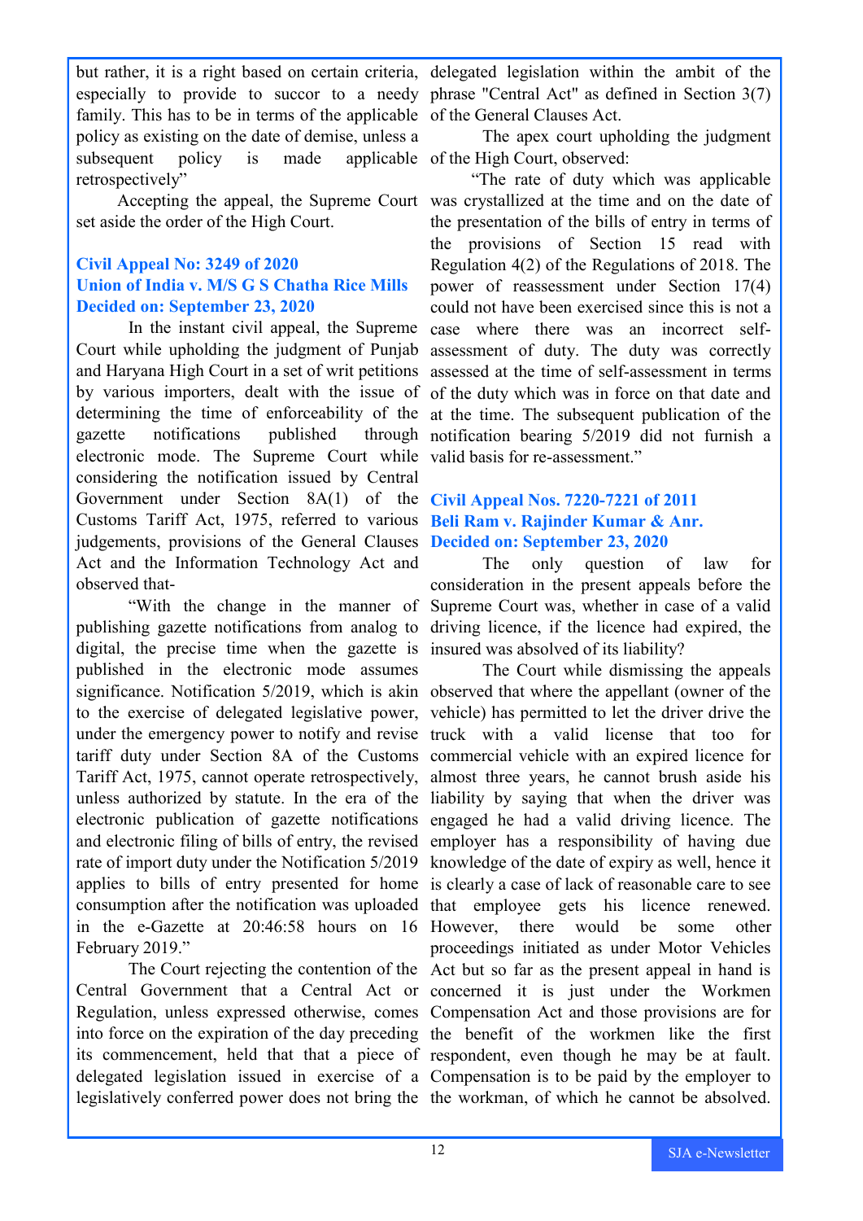but rather, it is a right based on certain criteria, especially to provide to succor to a needy family. This has to be in terms of the applicable policy as existing on the date of demise, unless a subsequent policy is made applicable retrospectively"

Accepting the appeal, the Supreme Court set aside the order of the High Court.

### Civil Appeal No: 3249 of 2020
### Union of India v. M/S G S Chatha Rice Mills
### Decided on: September 23, 2020

In the instant civil appeal, the Supreme Court while upholding the judgment of Punjab and Haryana High Court in a set of writ petitions by various importers, dealt with the issue of determining the time of enforceability of the gazette notifications published through electronic mode. The Supreme Court while considering the notification issued by Central Government under Section 8A(1) of the Customs Tariff Act, 1975, referred to various judgements, provisions of the General Clauses Act and the Information Technology Act and observed that-

"With the change in the manner of publishing gazette notifications from analog to digital, the precise time when the gazette is published in the electronic mode assumes significance. Notification 5/2019, which is akin to the exercise of delegated legislative power, under the emergency power to notify and revise tariff duty under Section 8A of the Customs Tariff Act, 1975, cannot operate retrospectively, unless authorized by statute. In the era of the electronic publication of gazette notifications and electronic filing of bills of entry, the revised rate of import duty under the Notification 5/2019 applies to bills of entry presented for home consumption after the notification was uploaded in the e-Gazette at 20:46:58 hours on 16 February 2019."

The Court rejecting the contention of the Central Government that a Central Act or Regulation, unless expressed otherwise, comes into force on the expiration of the day preceding its commencement, held that that a piece of delegated legislation issued in exercise of a legislatively conferred power does not bring the delegated legislation within the ambit of the phrase "Central Act" as defined in Section 3(7) of the General Clauses Act.

The apex court upholding the judgment of the High Court, observed:

"The rate of duty which was applicable was crystallized at the time and on the date of the presentation of the bills of entry in terms of the provisions of Section 15 read with Regulation 4(2) of the Regulations of 2018. The power of reassessment under Section 17(4) could not have been exercised since this is not a case where there was an incorrect self-assessment of duty. The duty was correctly assessed at the time of self-assessment in terms of the duty which was in force on that date and at the time. The subsequent publication of the notification bearing 5/2019 did not furnish a valid basis for re-assessment."

### Civil Appeal Nos. 7220-7221 of 2011
### Beli Ram v. Rajinder Kumar & Anr.
### Decided on: September 23, 2020

The only question of law for consideration in the present appeals before the Supreme Court was, whether in case of a valid driving licence, if the licence had expired, the insured was absolved of its liability?

The Court while dismissing the appeals observed that where the appellant (owner of the vehicle) has permitted to let the driver drive the truck with a valid license that too for commercial vehicle with an expired licence for almost three years, he cannot brush aside his liability by saying that when the driver was engaged he had a valid driving licence. The employer has a responsibility of having due knowledge of the date of expiry as well, hence it is clearly a case of lack of reasonable care to see that employee gets his licence renewed. However, there would be some other proceedings initiated as under Motor Vehicles Act but so far as the present appeal in hand is concerned it is just under the Workmen Compensation Act and those provisions are for the benefit of the workmen like the first respondent, even though he may be at fault. Compensation is to be paid by the employer to the workman, of which he cannot be absolved.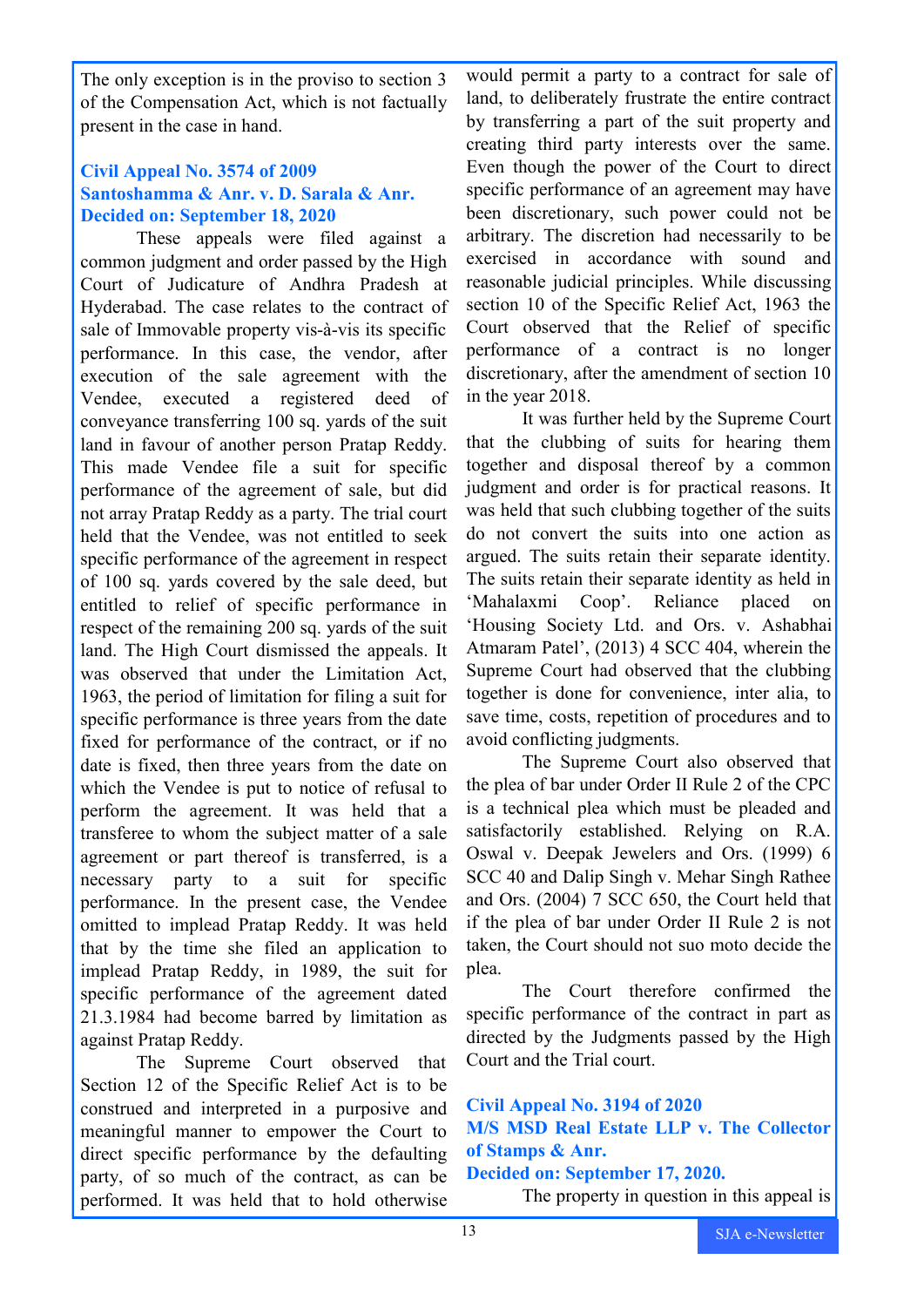The only exception is in the proviso to section 3 of the Compensation Act, which is not factually present in the case in hand.

### Civil Appeal No. 3574 of 2009
### Santoshamma & Anr. v. D. Sarala & Anr.
### Decided on: September 18, 2020

These appeals were filed against a common judgment and order passed by the High Court of Judicature of Andhra Pradesh at Hyderabad. The case relates to the contract of sale of Immovable property vis-à-vis its specific performance. In this case, the vendor, after execution of the sale agreement with the Vendee, executed a registered deed of conveyance transferring 100 sq. yards of the suit land in favour of another person Pratap Reddy. This made Vendee file a suit for specific performance of the agreement of sale, but did not array Pratap Reddy as a party. The trial court held that the Vendee, was not entitled to seek specific performance of the agreement in respect of 100 sq. yards covered by the sale deed, but entitled to relief of specific performance in respect of the remaining 200 sq. yards of the suit land. The High Court dismissed the appeals. It was observed that under the Limitation Act, 1963, the period of limitation for filing a suit for specific performance is three years from the date fixed for performance of the contract, or if no date is fixed, then three years from the date on which the Vendee is put to notice of refusal to perform the agreement. It was held that a transferee to whom the subject matter of a sale agreement or part thereof is transferred, is a necessary party to a suit for specific performance. In the present case, the Vendee omitted to implead Pratap Reddy. It was held that by the time she filed an application to implead Pratap Reddy, in 1989, the suit for specific performance of the agreement dated 21.3.1984 had become barred by limitation as against Pratap Reddy.

The Supreme Court observed that Section 12 of the Specific Relief Act is to be construed and interpreted in a purposive and meaningful manner to empower the Court to direct specific performance by the defaulting party, of so much of the contract, as can be performed. It was held that to hold otherwise would permit a party to a contract for sale of land, to deliberately frustrate the entire contract by transferring a part of the suit property and creating third party interests over the same. Even though the power of the Court to direct specific performance of an agreement may have been discretionary, such power could not be arbitrary. The discretion had necessarily to be exercised in accordance with sound and reasonable judicial principles. While discussing section 10 of the Specific Relief Act, 1963 the Court observed that the Relief of specific performance of a contract is no longer discretionary, after the amendment of section 10 in the year 2018.

It was further held by the Supreme Court that the clubbing of suits for hearing them together and disposal thereof by a common judgment and order is for practical reasons. It was held that such clubbing together of the suits do not convert the suits into one action as argued. The suits retain their separate identity. The suits retain their separate identity as held in 'Mahalaxmi Coop'. Reliance placed on 'Housing Society Ltd. and Ors. v. Ashabhai Atmaram Patel', (2013) 4 SCC 404, wherein the Supreme Court had observed that the clubbing together is done for convenience, inter alia, to save time, costs, repetition of procedures and to avoid conflicting judgments.

The Supreme Court also observed that the plea of bar under Order II Rule 2 of the CPC is a technical plea which must be pleaded and satisfactorily established. Relying on R.A. Oswal v. Deepak Jewelers and Ors. (1999) 6 SCC 40 and Dalip Singh v. Mehar Singh Rathee and Ors. (2004) 7 SCC 650, the Court held that if the plea of bar under Order II Rule 2 is not taken, the Court should not suo moto decide the plea.

The Court therefore confirmed the specific performance of the contract in part as directed by the Judgments passed by the High Court and the Trial court.

### Civil Appeal No. 3194 of 2020
### M/S MSD Real Estate LLP v. The Collector of Stamps & Anr.
### Decided on: September 17, 2020.

The property in question in this appeal is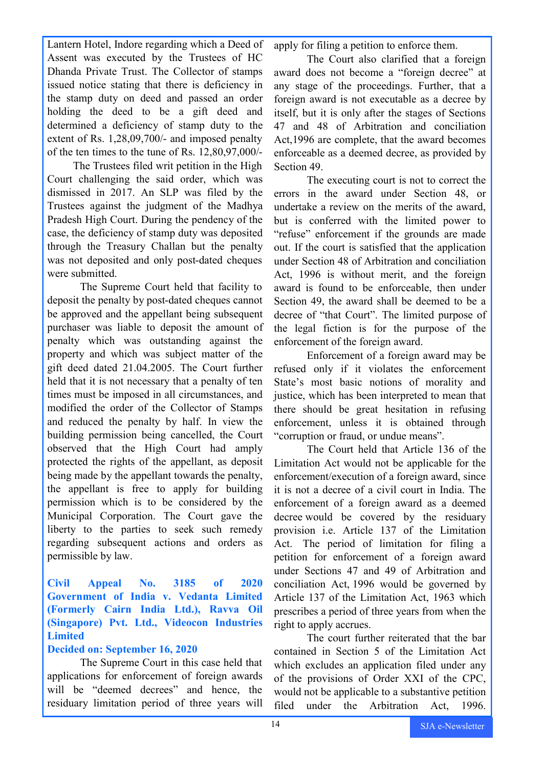Lantern Hotel, Indore regarding which a Deed of Assent was executed by the Trustees of HC Dhanda Private Trust. The Collector of stamps issued notice stating that there is deficiency in the stamp duty on deed and passed an order holding the deed to be a gift deed and determined a deficiency of stamp duty to the extent of Rs. 1,28,09,700/- and imposed penalty of the ten times to the tune of Rs. 12,80,97,000/-

The Trustees filed writ petition in the High Court challenging the said order, which was dismissed in 2017. An SLP was filed by the Trustees against the judgment of the Madhya Pradesh High Court. During the pendency of the case, the deficiency of stamp duty was deposited through the Treasury Challan but the penalty was not deposited and only post-dated cheques were submitted.

The Supreme Court held that facility to deposit the penalty by post-dated cheques cannot be approved and the appellant being subsequent purchaser was liable to deposit the amount of penalty which was outstanding against the property and which was subject matter of the gift deed dated 21.04.2005. The Court further held that it is not necessary that a penalty of ten times must be imposed in all circumstances, and modified the order of the Collector of Stamps and reduced the penalty by half. In view the building permission being cancelled, the Court observed that the High Court had amply protected the rights of the appellant, as deposit being made by the appellant towards the penalty, the appellant is free to apply for building permission which is to be considered by the Municipal Corporation. The Court gave the liberty to the parties to seek such remedy regarding subsequent actions and orders as permissible by law.

**Civil Appeal No. 3185 of 2020 Government of India v. Vedanta Limited (Formerly Cairn India Ltd.), Ravva Oil (Singapore) Pvt. Ltd., Videocon Industries Limited**

**Decided on: September 16, 2020**

The Supreme Court in this case held that applications for enforcement of foreign awards will be "deemed decrees" and hence, the residuary limitation period of three years will apply for filing a petition to enforce them.

The Court also clarified that a foreign award does not become a "foreign decree" at any stage of the proceedings. Further, that a foreign award is not executable as a decree by itself, but it is only after the stages of Sections 47 and 48 of Arbitration and conciliation Act,1996 are complete, that the award becomes enforceable as a deemed decree, as provided by Section 49.

The executing court is not to correct the errors in the award under Section 48, or undertake a review on the merits of the award, but is conferred with the limited power to "refuse" enforcement if the grounds are made out. If the court is satisfied that the application under Section 48 of Arbitration and conciliation Act, 1996 is without merit, and the foreign award is found to be enforceable, then under Section 49, the award shall be deemed to be a decree of "that Court". The limited purpose of the legal fiction is for the purpose of the enforcement of the foreign award.

Enforcement of a foreign award may be refused only if it violates the enforcement State's most basic notions of morality and justice, which has been interpreted to mean that there should be great hesitation in refusing enforcement, unless it is obtained through "corruption or fraud, or undue means".

The Court held that Article 136 of the Limitation Act would not be applicable for the enforcement/execution of a foreign award, since it is not a decree of a civil court in India. The enforcement of a foreign award as a deemed decree would be covered by the residuary provision i.e. Article 137 of the Limitation Act. The period of limitation for filing a petition for enforcement of a foreign award under Sections 47 and 49 of Arbitration and conciliation Act, 1996 would be governed by Article 137 of the Limitation Act, 1963 which prescribes a period of three years from when the right to apply accrues.

The court further reiterated that the bar contained in Section 5 of the Limitation Act which excludes an application filed under any of the provisions of Order XXI of the CPC, would not be applicable to a substantive petition filed under the Arbitration Act, 1996.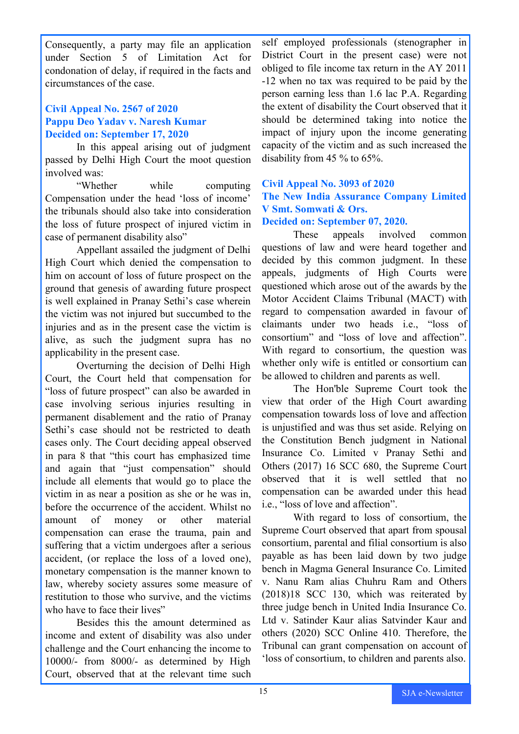Consequently, a party may file an application under Section 5 of Limitation Act for condonation of delay, if required in the facts and circumstances of the case.

### Civil Appeal No. 2567 of 2020
### Pappu Deo Yadav v. Naresh Kumar
### Decided on: September 17, 2020

In this appeal arising out of judgment passed by Delhi High Court the moot question involved was:

"Whether while computing Compensation under the head 'loss of income' the tribunals should also take into consideration the loss of future prospect of injured victim in case of permanent disability also"

Appellant assailed the judgment of Delhi High Court which denied the compensation to him on account of loss of future prospect on the ground that genesis of awarding future prospect is well explained in Pranay Sethi's case wherein the victim was not injured but succumbed to the injuries and as in the present case the victim is alive, as such the judgment supra has no applicability in the present case.

Overturning the decision of Delhi High Court, the Court held that compensation for "loss of future prospect" can also be awarded in case involving serious injuries resulting in permanent disablement and the ratio of Pranay Sethi's case should not be restricted to death cases only. The Court deciding appeal observed in para 8 that "this court has emphasized time and again that "just compensation" should include all elements that would go to place the victim in as near a position as she or he was in, before the occurrence of the accident. Whilst no amount of money or other material compensation can erase the trauma, pain and suffering that a victim undergoes after a serious accident, (or replace the loss of a loved one), monetary compensation is the manner known to law, whereby society assures some measure of restitution to those who survive, and the victims who have to face their lives"

Besides this the amount determined as income and extent of disability was also under challenge and the Court enhancing the income to 10000/- from 8000/- as determined by High Court, observed that at the relevant time such self employed professionals (stenographer in District Court in the present case) were not obliged to file income tax return in the AY 2011 -12 when no tax was required to be paid by the person earning less than 1.6 lac P.A. Regarding the extent of disability the Court observed that it should be determined taking into notice the impact of injury upon the income generating capacity of the victim and as such increased the disability from 45 % to 65%.

### Civil Appeal No. 3093 of 2020
### The New India Assurance Company Limited V Smt. Somwati & Ors.
### Decided on: September 07, 2020.

These appeals involved common questions of law and were heard together and decided by this common judgment. In these appeals, judgments of High Courts were questioned which arose out of the awards by the Motor Accident Claims Tribunal (MACT) with regard to compensation awarded in favour of claimants under two heads i.e., "loss of consortium" and "loss of love and affection". With regard to consortium, the question was whether only wife is entitled or consortium can be allowed to children and parents as well.

The Hon'ble Supreme Court took the view that order of the High Court awarding compensation towards loss of love and affection is unjustified and was thus set aside. Relying on the Constitution Bench judgment in National Insurance Co. Limited v Pranay Sethi and Others (2017) 16 SCC 680, the Supreme Court observed that it is well settled that no compensation can be awarded under this head i.e., "loss of love and affection".

With regard to loss of consortium, the Supreme Court observed that apart from spousal consortium, parental and filial consortium is also payable as has been laid down by two judge bench in Magma General Insurance Co. Limited v. Nanu Ram alias Chuhru Ram and Others (2018)18 SCC 130, which was reiterated by three judge bench in United India Insurance Co. Ltd v. Satinder Kaur alias Satvinder Kaur and others (2020) SCC Online 410. Therefore, the Tribunal can grant compensation on account of 'loss of consortium, to children and parents also.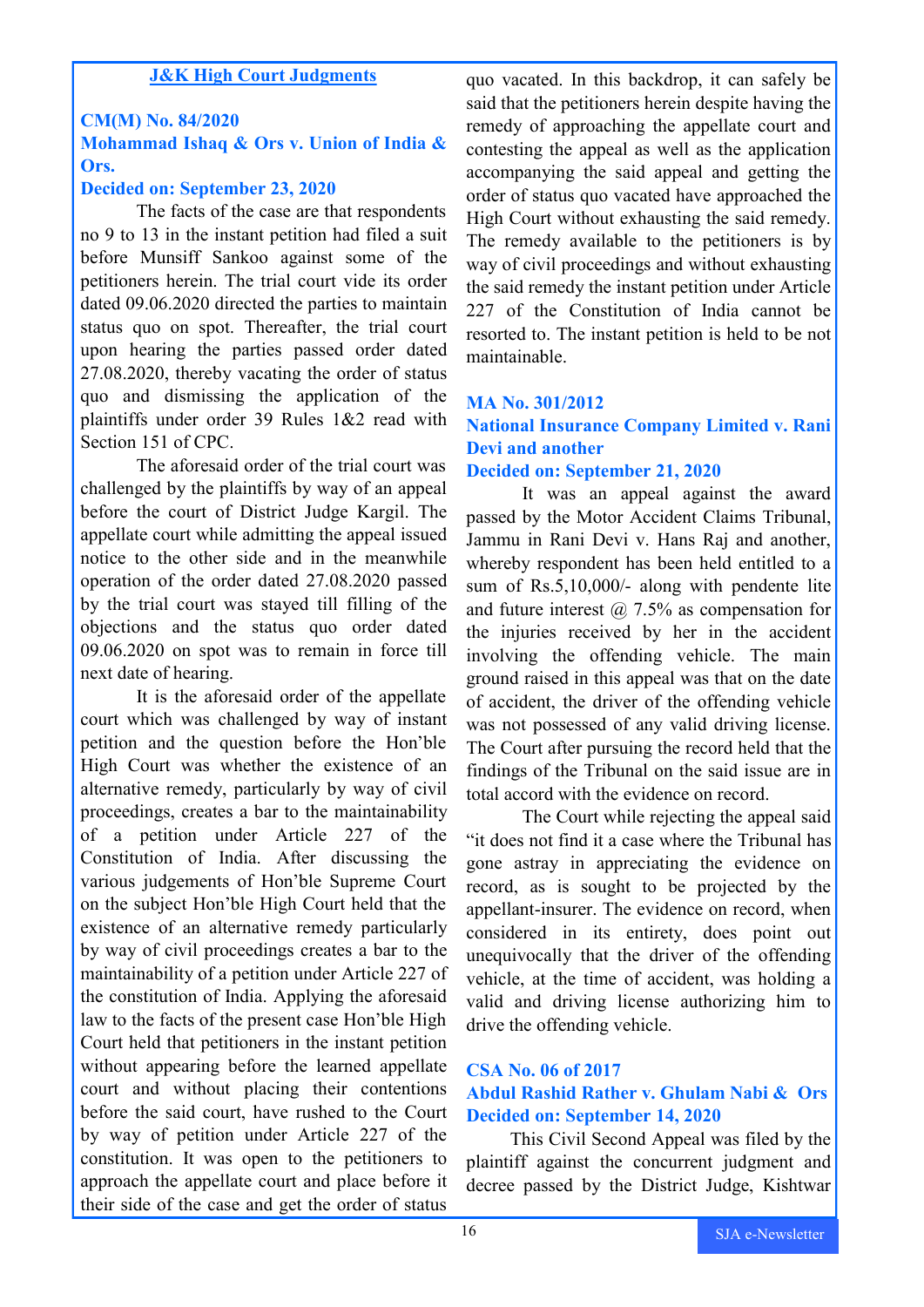## J&K High Court Judgments

### CM(M) No. 84/2020
### Mohammad Ishaq & Ors v. Union of India & Ors.
### Decided on: September 23, 2020

The facts of the case are that respondents no 9 to 13 in the instant petition had filed a suit before Munsiff Sankoo against some of the petitioners herein. The trial court vide its order dated 09.06.2020 directed the parties to maintain status quo on spot. Thereafter, the trial court upon hearing the parties passed order dated 27.08.2020, thereby vacating the order of status quo and dismissing the application of the plaintiffs under order 39 Rules 1&2 read with Section 151 of CPC.

The aforesaid order of the trial court was challenged by the plaintiffs by way of an appeal before the court of District Judge Kargil. The appellate court while admitting the appeal issued notice to the other side and in the meanwhile operation of the order dated 27.08.2020 passed by the trial court was stayed till filling of the objections and the status quo order dated 09.06.2020 on spot was to remain in force till next date of hearing.

It is the aforesaid order of the appellate court which was challenged by way of instant petition and the question before the Hon'ble High Court was whether the existence of an alternative remedy, particularly by way of civil proceedings, creates a bar to the maintainability of a petition under Article 227 of the Constitution of India. After discussing the various judgements of Hon'ble Supreme Court on the subject Hon'ble High Court held that the existence of an alternative remedy particularly by way of civil proceedings creates a bar to the maintainability of a petition under Article 227 of the constitution of India. Applying the aforesaid law to the facts of the present case Hon'ble High Court held that petitioners in the instant petition without appearing before the learned appellate court and without placing their contentions before the said court, have rushed to the Court by way of petition under Article 227 of the constitution. It was open to the petitioners to approach the appellate court and place before it their side of the case and get the order of status quo vacated. In this backdrop, it can safely be said that the petitioners herein despite having the remedy of approaching the appellate court and contesting the appeal as well as the application accompanying the said appeal and getting the order of status quo vacated have approached the High Court without exhausting the said remedy. The remedy available to the petitioners is by way of civil proceedings and without exhausting the said remedy the instant petition under Article 227 of the Constitution of India cannot be resorted to. The instant petition is held to be not maintainable.

### MA No. 301/2012
### National Insurance Company Limited v. Rani Devi and another
### Decided on: September 21, 2020

It was an appeal against the award passed by the Motor Accident Claims Tribunal, Jammu in Rani Devi v. Hans Raj and another, whereby respondent has been held entitled to a sum of Rs.5,10,000/- along with pendente lite and future interest @ 7.5% as compensation for the injuries received by her in the accident involving the offending vehicle. The main ground raised in this appeal was that on the date of accident, the driver of the offending vehicle was not possessed of any valid driving license. The Court after pursuing the record held that the findings of the Tribunal on the said issue are in total accord with the evidence on record.

The Court while rejecting the appeal said "it does not find it a case where the Tribunal has gone astray in appreciating the evidence on record, as is sought to be projected by the appellant-insurer. The evidence on record, when considered in its entirety, does point out unequivocally that the driver of the offending vehicle, at the time of accident, was holding a valid and driving license authorizing him to drive the offending vehicle.

### CSA No. 06 of 2017
### Abdul Rashid Rather v. Ghulam Nabi & Ors
### Decided on: September 14, 2020

This Civil Second Appeal was filed by the plaintiff against the concurrent judgment and decree passed by the District Judge, Kishtwar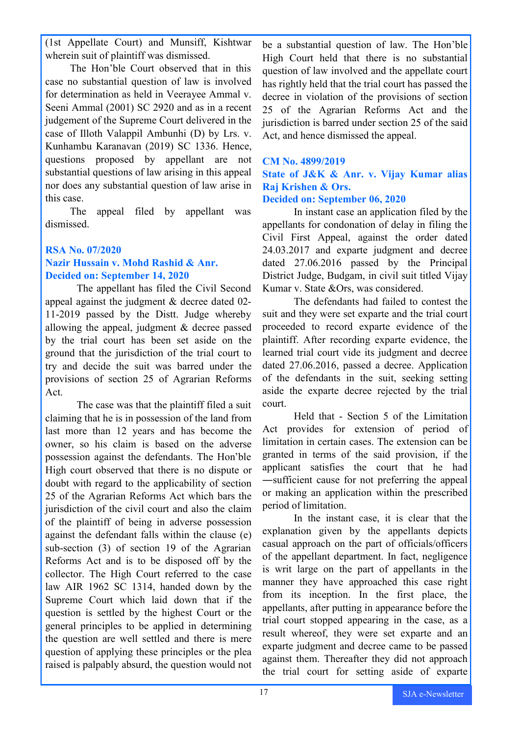(1st Appellate Court) and Munsiff, Kishtwar wherein suit of plaintiff was dismissed.

The Hon'ble Court observed that in this case no substantial question of law is involved for determination as held in Veerayee Ammal v. Seeni Ammal (2001) SC 2920 and as in a recent judgement of the Supreme Court delivered in the case of Illoth Valappil Ambunhi (D) by Lrs. v. Kunhambu Karanavan (2019) SC 1336. Hence, questions proposed by appellant are not substantial questions of law arising in this appeal nor does any substantial question of law arise in this case.

The appeal filed by appellant was dismissed.

### RSA No. 07/2020
### Nazir Hussain v. Mohd Rashid & Anr.
### Decided on: September 14, 2020

The appellant has filed the Civil Second appeal against the judgment & decree dated 02-11-2019 passed by the Distt. Judge whereby allowing the appeal, judgment & decree passed by the trial court has been set aside on the ground that the jurisdiction of the trial court to try and decide the suit was barred under the provisions of section 25 of Agrarian Reforms Act.

The case was that the plaintiff filed a suit claiming that he is in possession of the land from last more than 12 years and has become the owner, so his claim is based on the adverse possession against the defendants. The Hon'ble High court observed that there is no dispute or doubt with regard to the applicability of section 25 of the Agrarian Reforms Act which bars the jurisdiction of the civil court and also the claim of the plaintiff of being in adverse possession against the defendant falls within the clause (e) sub-section (3) of section 19 of the Agrarian Reforms Act and is to be disposed off by the collector. The High Court referred to the case law AIR 1962 SC 1314, handed down by the Supreme Court which laid down that if the question is settled by the highest Court or the general principles to be applied in determining the question are well settled and there is mere question of applying these principles or the plea raised is palpably absurd, the question would not be a substantial question of law. The Hon'ble High Court held that there is no substantial question of law involved and the appellate court has rightly held that the trial court has passed the decree in violation of the provisions of section 25 of the Agrarian Reforms Act and the jurisdiction is barred under section 25 of the said Act, and hence dismissed the appeal.

### CM No. 4899/2019
### State of J&K & Anr. v. Vijay Kumar alias Raj Krishen & Ors.
### Decided on: September 06, 2020

In instant case an application filed by the appellants for condonation of delay in filing the Civil First Appeal, against the order dated 24.03.2017 and exparte judgment and decree dated 27.06.2016 passed by the Principal District Judge, Budgam, in civil suit titled Vijay Kumar v. State &Ors, was considered.

The defendants had failed to contest the suit and they were set exparte and the trial court proceeded to record exparte evidence of the plaintiff. After recording exparte evidence, the learned trial court vide its judgment and decree dated 27.06.2016, passed a decree. Application of the defendants in the suit, seeking setting aside the exparte decree rejected by the trial court.

Held that - Section 5 of the Limitation Act provides for extension of period of limitation in certain cases. The extension can be granted in terms of the said provision, if the applicant satisfies the court that he had ―sufficient cause for not preferring the appeal or making an application within the prescribed period of limitation.

In the instant case, it is clear that the explanation given by the appellants depicts casual approach on the part of officials/officers of the appellant department. In fact, negligence is writ large on the part of appellants in the manner they have approached this case right from its inception. In the first place, the appellants, after putting in appearance before the trial court stopped appearing in the case, as a result whereof, they were set exparte and an exparte judgment and decree came to be passed against them. Thereafter they did not approach the trial court for setting aside of exparte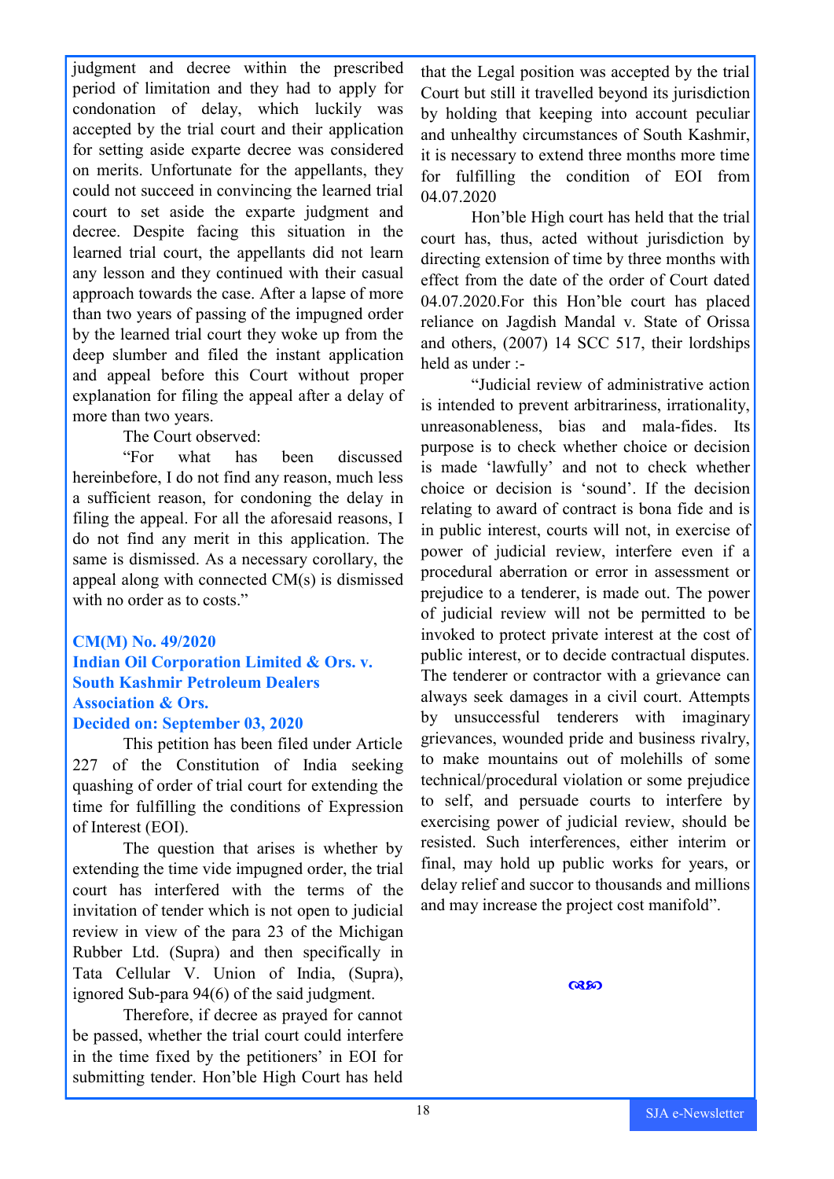judgment and decree within the prescribed period of limitation and they had to apply for condonation of delay, which luckily was accepted by the trial court and their application for setting aside exparte decree was considered on merits. Unfortunate for the appellants, they could not succeed in convincing the learned trial court to set aside the exparte judgment and decree. Despite facing this situation in the learned trial court, the appellants did not learn any lesson and they continued with their casual approach towards the case. After a lapse of more than two years of passing of the impugned order by the learned trial court they woke up from the deep slumber and filed the instant application and appeal before this Court without proper explanation for filing the appeal after a delay of more than two years.

The Court observed:

"For what has been discussed hereinbefore, I do not find any reason, much less a sufficient reason, for condoning the delay in filing the appeal. For all the aforesaid reasons, I do not find any merit in this application. The same is dismissed. As a necessary corollary, the appeal along with connected CM(s) is dismissed with no order as to costs."

**CM(M) No. 49/2020**
**Indian Oil Corporation Limited & Ors. v. South Kashmir Petroleum Dealers Association & Ors.**
**Decided on: September 03, 2020**

This petition has been filed under Article 227 of the Constitution of India seeking quashing of order of trial court for extending the time for fulfilling the conditions of Expression of Interest (EOI).

The question that arises is whether by extending the time vide impugned order, the trial court has interfered with the terms of the invitation of tender which is not open to judicial review in view of the para 23 of the Michigan Rubber Ltd. (Supra) and then specifically in Tata Cellular V. Union of India, (Supra), ignored Sub-para 94(6) of the said judgment.

Therefore, if decree as prayed for cannot be passed, whether the trial court could interfere in the time fixed by the petitioners' in EOI for submitting tender. Hon'ble High Court has held that the Legal position was accepted by the trial Court but still it travelled beyond its jurisdiction by holding that keeping into account peculiar and unhealthy circumstances of South Kashmir, it is necessary to extend three months more time for fulfilling the condition of EOI from 04.07.2020

Hon'ble High court has held that the trial court has, thus, acted without jurisdiction by directing extension of time by three months with effect from the date of the order of Court dated 04.07.2020.For this Hon'ble court has placed reliance on Jagdish Mandal v. State of Orissa and others, (2007) 14 SCC 517, their lordships held as under :-

"Judicial review of administrative action is intended to prevent arbitrariness, irrationality, unreasonableness, bias and mala-fides. Its purpose is to check whether choice or decision is made 'lawfully' and not to check whether choice or decision is 'sound'. If the decision relating to award of contract is bona fide and is in public interest, courts will not, in exercise of power of judicial review, interfere even if a procedural aberration or error in assessment or prejudice to a tenderer, is made out. The power of judicial review will not be permitted to be invoked to protect private interest at the cost of public interest, or to decide contractual disputes. The tenderer or contractor with a grievance can always seek damages in a civil court. Attempts by unsuccessful tenderers with imaginary grievances, wounded pride and business rivalry, to make mountains out of molehills of some technical/procedural violation or some prejudice to self, and persuade courts to interfere by exercising power of judicial review, should be resisted. Such interferences, either interim or final, may hold up public works for years, or delay relief and succor to thousands and millions and may increase the project cost manifold".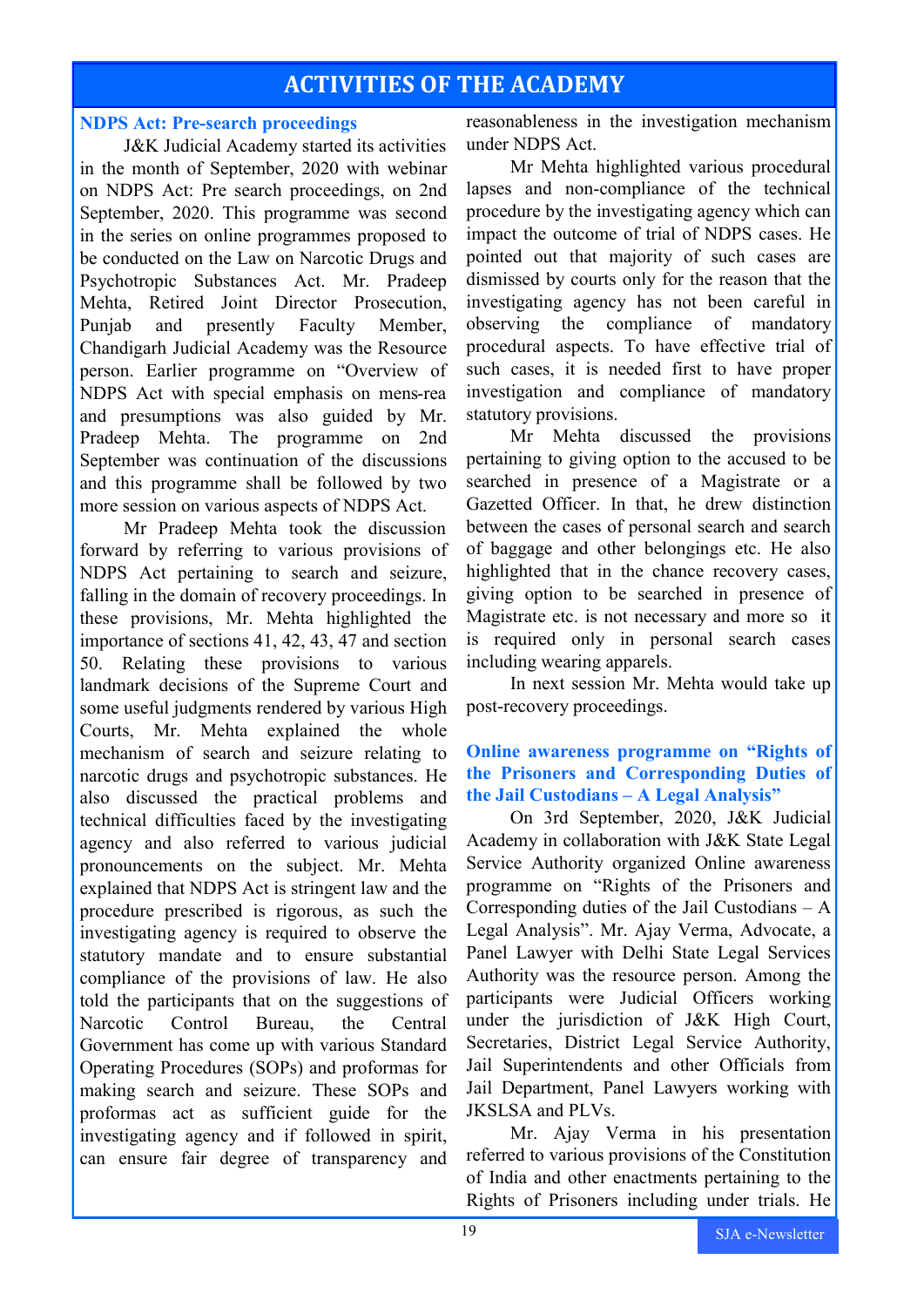# ACTIVITIES OF THE ACADEMY

## NDPS Act: Pre-search proceedings

J&K Judicial Academy started its activities in the month of September, 2020 with webinar on NDPS Act: Pre search proceedings, on 2nd September, 2020. This programme was second in the series on online programmes proposed to be conducted on the Law on Narcotic Drugs and Psychotropic Substances Act. Mr. Pradeep Mehta, Retired Joint Director Prosecution, Punjab and presently Faculty Member, Chandigarh Judicial Academy was the Resource person. Earlier programme on "Overview of NDPS Act with special emphasis on mens-rea and presumptions was also guided by Mr. Pradeep Mehta. The programme on 2nd September was continuation of the discussions and this programme shall be followed by two more session on various aspects of NDPS Act.

Mr Pradeep Mehta took the discussion forward by referring to various provisions of NDPS Act pertaining to search and seizure, falling in the domain of recovery proceedings. In these provisions, Mr. Mehta highlighted the importance of sections 41, 42, 43, 47 and section 50. Relating these provisions to various landmark decisions of the Supreme Court and some useful judgments rendered by various High Courts, Mr. Mehta explained the whole mechanism of search and seizure relating to narcotic drugs and psychotropic substances. He also discussed the practical problems and technical difficulties faced by the investigating agency and also referred to various judicial pronouncements on the subject. Mr. Mehta explained that NDPS Act is stringent law and the procedure prescribed is rigorous, as such the investigating agency is required to observe the statutory mandate and to ensure substantial compliance of the provisions of law. He also told the participants that on the suggestions of Narcotic Control Bureau, the Central Government has come up with various Standard Operating Procedures (SOPs) and proformas for making search and seizure. These SOPs and proformas act as sufficient guide for the investigating agency and if followed in spirit, can ensure fair degree of transparency and reasonableness in the investigation mechanism under NDPS Act.

Mr Mehta highlighted various procedural lapses and non-compliance of the technical procedure by the investigating agency which can impact the outcome of trial of NDPS cases. He pointed out that majority of such cases are dismissed by courts only for the reason that the investigating agency has not been careful in observing the compliance of mandatory procedural aspects. To have effective trial of such cases, it is needed first to have proper investigation and compliance of mandatory statutory provisions.

Mr Mehta discussed the provisions pertaining to giving option to the accused to be searched in presence of a Magistrate or a Gazetted Officer. In that, he drew distinction between the cases of personal search and search of baggage and other belongings etc. He also highlighted that in the chance recovery cases, giving option to be searched in presence of Magistrate etc. is not necessary and more so it is required only in personal search cases including wearing apparels.

In next session Mr. Mehta would take up post-recovery proceedings.

## Online awareness programme on "Rights of the Prisoners and Corresponding Duties of the Jail Custodians – A Legal Analysis"

On 3rd September, 2020, J&K Judicial Academy in collaboration with J&K State Legal Service Authority organized Online awareness programme on "Rights of the Prisoners and Corresponding duties of the Jail Custodians – A Legal Analysis". Mr. Ajay Verma, Advocate, a Panel Lawyer with Delhi State Legal Services Authority was the resource person. Among the participants were Judicial Officers working under the jurisdiction of J&K High Court, Secretaries, District Legal Service Authority, Jail Superintendents and other Officials from Jail Department, Panel Lawyers working with JKSLSA and PLVs.

Mr. Ajay Verma in his presentation referred to various provisions of the Constitution of India and other enactments pertaining to the Rights of Prisoners including under trials. He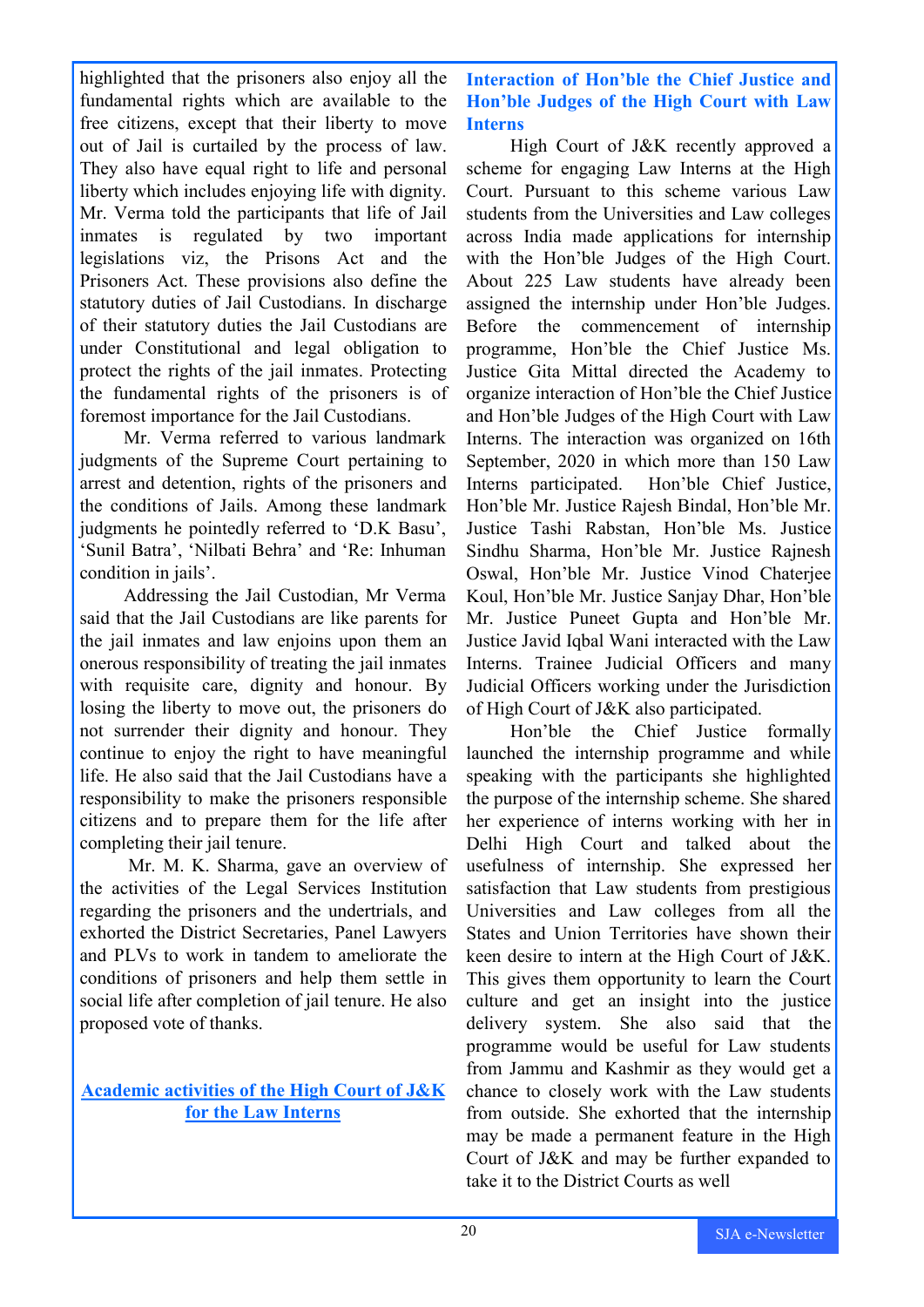highlighted that the prisoners also enjoy all the fundamental rights which are available to the free citizens, except that their liberty to move out of Jail is curtailed by the process of law. They also have equal right to life and personal liberty which includes enjoying life with dignity. Mr. Verma told the participants that life of Jail inmates is regulated by two important legislations viz, the Prisons Act and the Prisoners Act. These provisions also define the statutory duties of Jail Custodians. In discharge of their statutory duties the Jail Custodians are under Constitutional and legal obligation to protect the rights of the jail inmates. Protecting the fundamental rights of the prisoners is of foremost importance for the Jail Custodians.

Mr. Verma referred to various landmark judgments of the Supreme Court pertaining to arrest and detention, rights of the prisoners and the conditions of Jails. Among these landmark judgments he pointedly referred to 'D.K Basu', 'Sunil Batra', 'Nilbati Behra' and 'Re: Inhuman condition in jails'.

Addressing the Jail Custodian, Mr Verma said that the Jail Custodians are like parents for the jail inmates and law enjoins upon them an onerous responsibility of treating the jail inmates with requisite care, dignity and honour. By losing the liberty to move out, the prisoners do not surrender their dignity and honour. They continue to enjoy the right to have meaningful life. He also said that the Jail Custodians have a responsibility to make the prisoners responsible citizens and to prepare them for the life after completing their jail tenure.

Mr. M. K. Sharma, gave an overview of the activities of the Legal Services Institution regarding the prisoners and the undertrials, and exhorted the District Secretaries, Panel Lawyers and PLVs to work in tandem to ameliorate the conditions of prisoners and help them settle in social life after completion of jail tenure. He also proposed vote of thanks.

## Academic activities of the High Court of J&K for the Law Interns

### Interaction of Hon'ble the Chief Justice and Hon'ble Judges of the High Court with Law Interns

High Court of J&K recently approved a scheme for engaging Law Interns at the High Court. Pursuant to this scheme various Law students from the Universities and Law colleges across India made applications for internship with the Hon'ble Judges of the High Court. About 225 Law students have already been assigned the internship under Hon'ble Judges. Before the commencement of internship programme, Hon'ble the Chief Justice Ms. Justice Gita Mittal directed the Academy to organize interaction of Hon'ble the Chief Justice and Hon'ble Judges of the High Court with Law Interns. The interaction was organized on 16th September, 2020 in which more than 150 Law Interns participated. Hon'ble Chief Justice, Hon'ble Mr. Justice Rajesh Bindal, Hon'ble Mr. Justice Tashi Rabstan, Hon'ble Ms. Justice Sindhu Sharma, Hon'ble Mr. Justice Rajnesh Oswal, Hon'ble Mr. Justice Vinod Chaterjee Koul, Hon'ble Mr. Justice Sanjay Dhar, Hon'ble Mr. Justice Puneet Gupta and Hon'ble Mr. Justice Javid Iqbal Wani interacted with the Law Interns. Trainee Judicial Officers and many Judicial Officers working under the Jurisdiction of High Court of J&K also participated.

Hon'ble the Chief Justice formally launched the internship programme and while speaking with the participants she highlighted the purpose of the internship scheme. She shared her experience of interns working with her in Delhi High Court and talked about the usefulness of internship. She expressed her satisfaction that Law students from prestigious Universities and Law colleges from all the States and Union Territories have shown their keen desire to intern at the High Court of J&K. This gives them opportunity to learn the Court culture and get an insight into the justice delivery system. She also said that the programme would be useful for Law students from Jammu and Kashmir as they would get a chance to closely work with the Law students from outside. She exhorted that the internship may be made a permanent feature in the High Court of J&K and may be further expanded to take it to the District Courts as well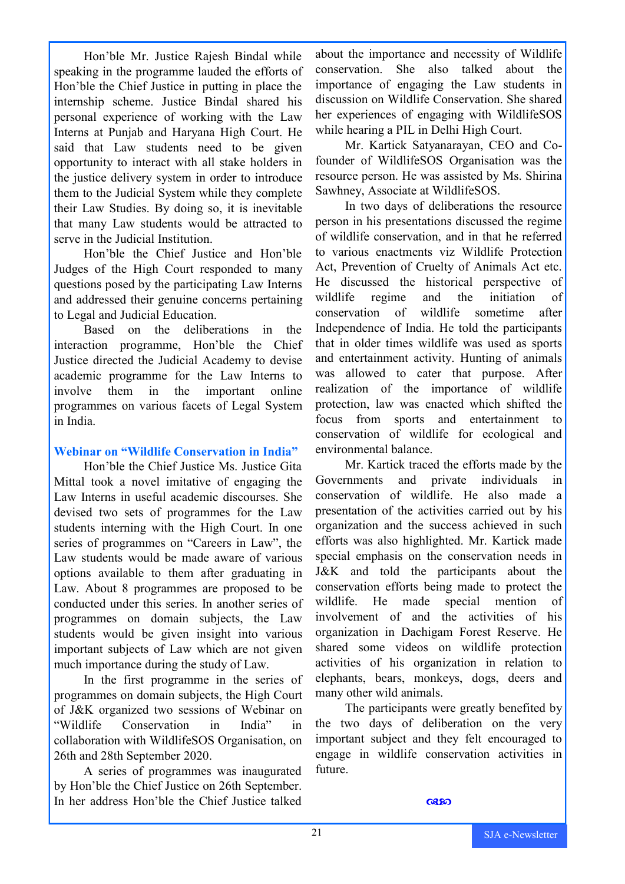Hon'ble Mr. Justice Rajesh Bindal while speaking in the programme lauded the efforts of Hon'ble the Chief Justice in putting in place the internship scheme. Justice Bindal shared his personal experience of working with the Law Interns at Punjab and Haryana High Court. He said that Law students need to be given opportunity to interact with all stake holders in the justice delivery system in order to introduce them to the Judicial System while they complete their Law Studies. By doing so, it is inevitable that many Law students would be attracted to serve in the Judicial Institution.

Hon'ble the Chief Justice and Hon'ble Judges of the High Court responded to many questions posed by the participating Law Interns and addressed their genuine concerns pertaining to Legal and Judicial Education.

Based on the deliberations in the interaction programme, Hon'ble the Chief Justice directed the Judicial Academy to devise academic programme for the Law Interns to involve them in the important online programmes on various facets of Legal System in India.

## Webinar on "Wildlife Conservation in India"

Hon'ble the Chief Justice Ms. Justice Gita Mittal took a novel imitative of engaging the Law Interns in useful academic discourses. She devised two sets of programmes for the Law students interning with the High Court. In one series of programmes on "Careers in Law", the Law students would be made aware of various options available to them after graduating in Law. About 8 programmes are proposed to be conducted under this series. In another series of programmes on domain subjects, the Law students would be given insight into various important subjects of Law which are not given much importance during the study of Law.

In the first programme in the series of programmes on domain subjects, the High Court of J&K organized two sessions of Webinar on "Wildlife Conservation in India" in collaboration with WildlifeSOS Organisation, on 26th and 28th September 2020.

A series of programmes was inaugurated by Hon'ble the Chief Justice on 26th September. In her address Hon'ble the Chief Justice talked about the importance and necessity of Wildlife conservation. She also talked about the importance of engaging the Law students in discussion on Wildlife Conservation. She shared her experiences of engaging with WildlifeSOS while hearing a PIL in Delhi High Court.

Mr. Kartick Satyanarayan, CEO and Co-founder of WildlifeSOS Organisation was the resource person. He was assisted by Ms. Shirina Sawhney, Associate at WildlifeSOS.

In two days of deliberations the resource person in his presentations discussed the regime of wildlife conservation, and in that he referred to various enactments viz Wildlife Protection Act, Prevention of Cruelty of Animals Act etc. He discussed the historical perspective of wildlife regime and the initiation of conservation of wildlife sometime after Independence of India. He told the participants that in older times wildlife was used as sports and entertainment activity. Hunting of animals was allowed to cater that purpose. After realization of the importance of wildlife protection, law was enacted which shifted the focus from sports and entertainment to conservation of wildlife for ecological and environmental balance.

Mr. Kartick traced the efforts made by the Governments and private individuals in conservation of wildlife. He also made a presentation of the activities carried out by his organization and the success achieved in such efforts was also highlighted. Mr. Kartick made special emphasis on the conservation needs in J&K and told the participants about the conservation efforts being made to protect the wildlife. He made special mention of involvement of and the activities of his organization in Dachigam Forest Reserve. He shared some videos on wildlife protection activities of his organization in relation to elephants, bears, monkeys, dogs, deers and many other wild animals.

The participants were greatly benefited by the two days of deliberation on the very important subject and they felt encouraged to engage in wildlife conservation activities in future.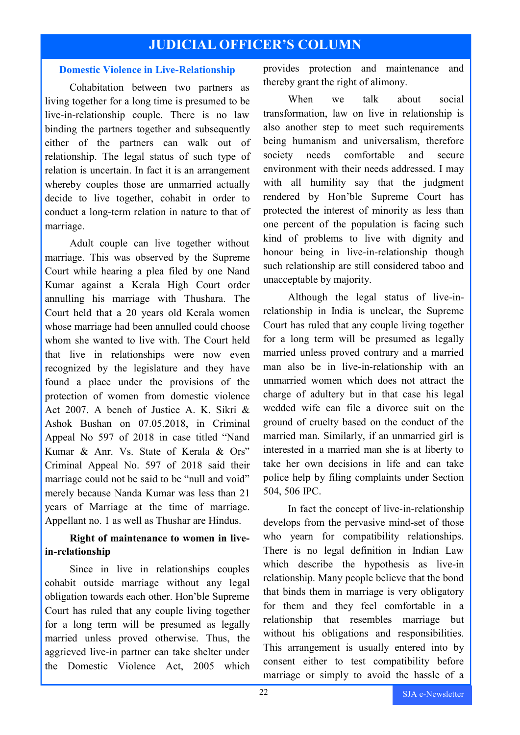# JUDICIAL OFFICER'S COLUMN

## Domestic Violence in Live-Relationship

Cohabitation between two partners as living together for a long time is presumed to be live-in-relationship couple. There is no law binding the partners together and subsequently either of the partners can walk out of relationship. The legal status of such type of relation is uncertain. In fact it is an arrangement whereby couples those are unmarried actually decide to live together, cohabit in order to conduct a long-term relation in nature to that of marriage.

Adult couple can live together without marriage. This was observed by the Supreme Court while hearing a plea filed by one Nand Kumar against a Kerala High Court order annulling his marriage with Thushara. The Court held that a 20 years old Kerala women whose marriage had been annulled could choose whom she wanted to live with. The Court held that live in relationships were now even recognized by the legislature and they have found a place under the provisions of the protection of women from domestic violence Act 2007. A bench of Justice A. K. Sikri & Ashok Bushan on 07.05.2018, in Criminal Appeal No 597 of 2018 in case titled "Nand Kumar & Anr. Vs. State of Kerala & Ors" Criminal Appeal No. 597 of 2018 said their marriage could not be said to be "null and void" merely because Nanda Kumar was less than 21 years of Marriage at the time of marriage. Appellant no. 1 as well as Thushar are Hindus.

**Right of maintenance to women in live-in-relationship**

Since in live in relationships couples cohabit outside marriage without any legal obligation towards each other. Hon'ble Supreme Court has ruled that any couple living together for a long term will be presumed as legally married unless proved otherwise. Thus, the aggrieved live-in partner can take shelter under the Domestic Violence Act, 2005 which provides protection and maintenance and thereby grant the right of alimony.

When we talk about social transformation, law on live in relationship is also another step to meet such requirements being humanism and universalism, therefore society needs comfortable and secure environment with their needs addressed. I may with all humility say that the judgment rendered by Hon'ble Supreme Court has protected the interest of minority as less than one percent of the population is facing such kind of problems to live with dignity and honour being in live-in-relationship though such relationship are still considered taboo and unacceptable by majority.

Although the legal status of live-in-relationship in India is unclear, the Supreme Court has ruled that any couple living together for a long term will be presumed as legally married unless proved contrary and a married man also be in live-in-relationship with an unmarried women which does not attract the charge of adultery but in that case his legal wedded wife can file a divorce suit on the ground of cruelty based on the conduct of the married man. Similarly, if an unmarried girl is interested in a married man she is at liberty to take her own decisions in life and can take police help by filing complaints under Section 504, 506 IPC.

In fact the concept of live-in-relationship develops from the pervasive mind-set of those who yearn for compatibility relationships. There is no legal definition in Indian Law which describe the hypothesis as live-in relationship. Many people believe that the bond that binds them in marriage is very obligatory for them and they feel comfortable in a relationship that resembles marriage but without his obligations and responsibilities. This arrangement is usually entered into by consent either to test compatibility before marriage or simply to avoid the hassle of a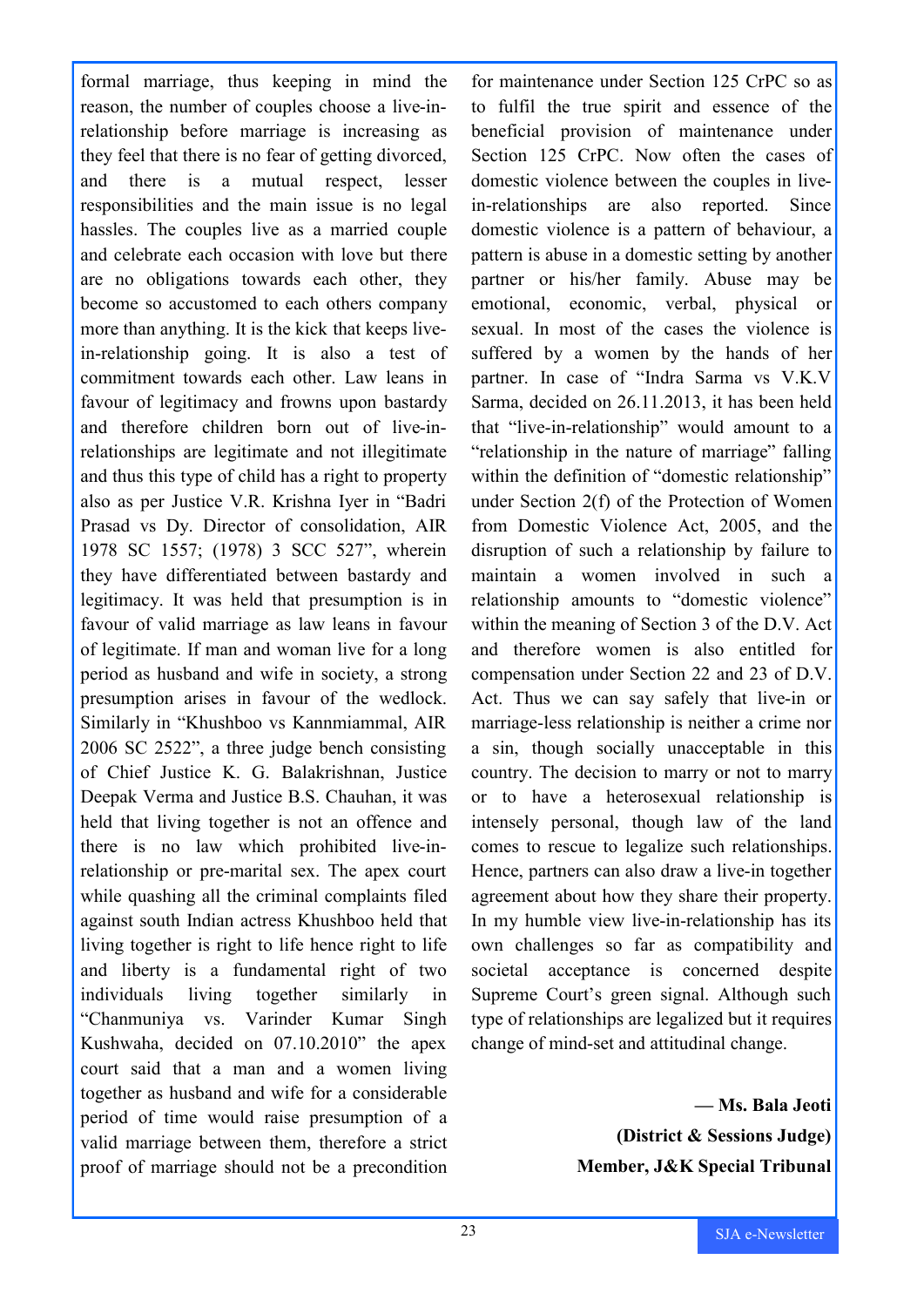formal marriage, thus keeping in mind the reason, the number of couples choose a live-in-relationship before marriage is increasing as they feel that there is no fear of getting divorced, and there is a mutual respect, lesser responsibilities and the main issue is no legal hassles. The couples live as a married couple and celebrate each occasion with love but there are no obligations towards each other, they become so accustomed to each others company more than anything. It is the kick that keeps live-in-relationship going. It is also a test of commitment towards each other. Law leans in favour of legitimacy and frowns upon bastardy and therefore children born out of live-in-relationships are legitimate and not illegitimate and thus this type of child has a right to property also as per Justice V.R. Krishna Iyer in "Badri Prasad vs Dy. Director of consolidation, AIR 1978 SC 1557; (1978) 3 SCC 527", wherein they have differentiated between bastardy and legitimacy. It was held that presumption is in favour of valid marriage as law leans in favour of legitimate. If man and woman live for a long period as husband and wife in society, a strong presumption arises in favour of the wedlock. Similarly in "Khushboo vs Kannmiammal, AIR 2006 SC 2522", a three judge bench consisting of Chief Justice K. G. Balakrishnan, Justice Deepak Verma and Justice B.S. Chauhan, it was held that living together is not an offence and there is no law which prohibited live-in-relationship or pre-marital sex. The apex court while quashing all the criminal complaints filed against south Indian actress Khushboo held that living together is right to life hence right to life and liberty is a fundamental right of two individuals living together similarly in "Chanmuniya vs. Varinder Kumar Singh Kushwaha, decided on 07.10.2010" the apex court said that a man and a women living together as husband and wife for a considerable period of time would raise presumption of a valid marriage between them, therefore a strict proof of marriage should not be a precondition for maintenance under Section 125 CrPC so as to fulfil the true spirit and essence of the beneficial provision of maintenance under Section 125 CrPC. Now often the cases of domestic violence between the couples in live-in-relationships are also reported. Since domestic violence is a pattern of behaviour, a pattern is abuse in a domestic setting by another partner or his/her family. Abuse may be emotional, economic, verbal, physical or sexual. In most of the cases the violence is suffered by a women by the hands of her partner. In case of "Indra Sarma vs V.K.V Sarma, decided on 26.11.2013, it has been held that "live-in-relationship" would amount to a "relationship in the nature of marriage" falling within the definition of "domestic relationship" under Section 2(f) of the Protection of Women from Domestic Violence Act, 2005, and the disruption of such a relationship by failure to maintain a women involved in such a relationship amounts to "domestic violence" within the meaning of Section 3 of the D.V. Act and therefore women is also entitled for compensation under Section 22 and 23 of D.V. Act. Thus we can say safely that live-in or marriage-less relationship is neither a crime nor a sin, though socially unacceptable in this country. The decision to marry or not to marry or to have a heterosexual relationship is intensely personal, though law of the land comes to rescue to legalize such relationships. Hence, partners can also draw a live-in together agreement about how they share their property. In my humble view live-in-relationship has its own challenges so far as compatibility and societal acceptance is concerned despite Supreme Court's green signal. Although such type of relationships are legalized but it requires change of mind-set and attitudinal change.

**— Ms. Bala Jeoti**
**(District & Sessions Judge)**
**Member, J&K Special Tribunal**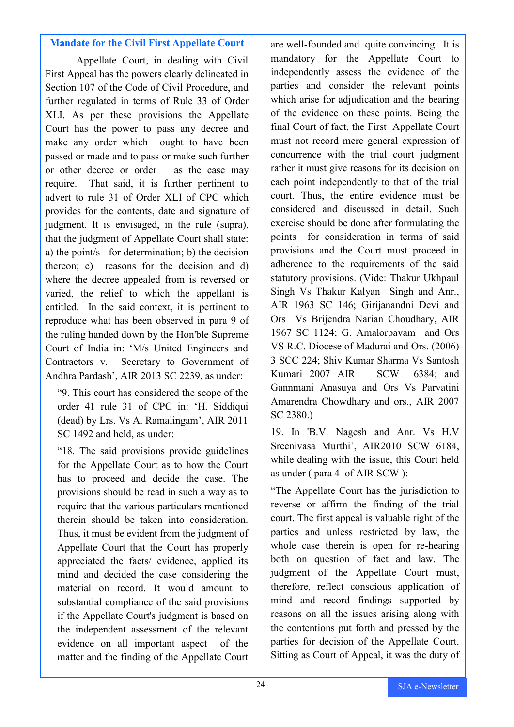## Mandate for the Civil First Appellate Court

Appellate Court, in dealing with Civil First Appeal has the powers clearly delineated in Section 107 of the Code of Civil Procedure, and further regulated in terms of Rule 33 of Order XLI. As per these provisions the Appellate Court has the power to pass any decree and make any order which ought to have been passed or made and to pass or make such further or other decree or order as the case may require. That said, it is further pertinent to advert to rule 31 of Order XLI of CPC which provides for the contents, date and signature of judgment. It is envisaged, in the rule (supra), that the judgment of Appellate Court shall state: a) the point/s for determination; b) the decision thereon; c) reasons for the decision and d) where the decree appealed from is reversed or varied, the relief to which the appellant is entitled. In the said context, it is pertinent to reproduce what has been observed in para 9 of the ruling handed down by the Hon'ble Supreme Court of India in: 'M/s United Engineers and Contractors v. Secretary to Government of Andhra Pardash', AIR 2013 SC 2239, as under:

> "9. This court has considered the scope of the order 41 rule 31 of CPC in: 'H. Siddiqui (dead) by Lrs. Vs A. Ramalingam', AIR 2011 SC 1492 and held, as under:
>
> "18. The said provisions provide guidelines for the Appellate Court as to how the Court has to proceed and decide the case. The provisions should be read in such a way as to require that the various particulars mentioned therein should be taken into consideration. Thus, it must be evident from the judgment of Appellate Court that the Court has properly appreciated the facts/ evidence, applied its mind and decided the case considering the material on record. It would amount to substantial compliance of the said provisions if the Appellate Court's judgment is based on the independent assessment of the relevant evidence on all important aspect of the matter and the finding of the Appellate Court are well-founded and quite convincing. It is mandatory for the Appellate Court to independently assess the evidence of the parties and consider the relevant points which arise for adjudication and the bearing of the evidence on these points. Being the final Court of fact, the First Appellate Court must not record mere general expression of concurrence with the trial court judgment rather it must give reasons for its decision on each point independently to that of the trial court. Thus, the entire evidence must be considered and discussed in detail. Such exercise should be done after formulating the points for consideration in terms of said provisions and the Court must proceed in adherence to the requirements of the said statutory provisions. (Vide: Thakur Ukhpaul Singh Vs Thakur Kalyan Singh and Anr., AIR 1963 SC 146; Girijanandni Devi and Ors Vs Brijendra Narian Choudhary, AIR 1967 SC 1124; G. Amalorpavam and Ors VS R.C. Diocese of Madurai and Ors. (2006) 3 SCC 224; Shiv Kumar Sharma Vs Santosh Kumari 2007 AIR SCW 6384; and Gannmani Anasuya and Ors Vs Parvatini Amarendra Chowdhary and ors., AIR 2007 SC 2380.)
>
> 19. In 'B.V. Nagesh and Anr. Vs H.V Sreenivasa Murthi', AIR2010 SCW 6184, while dealing with the issue, this Court held as under ( para 4 of AIR SCW ):
>
> "The Appellate Court has the jurisdiction to reverse or affirm the finding of the trial court. The first appeal is valuable right of the parties and unless restricted by law, the whole case therein is open for re-hearing both on question of fact and law. The judgment of the Appellate Court must, therefore, reflect conscious application of mind and record findings supported by reasons on all the issues arising along with the contentions put forth and pressed by the parties for decision of the Appellate Court. Sitting as Court of Appeal, it was the duty of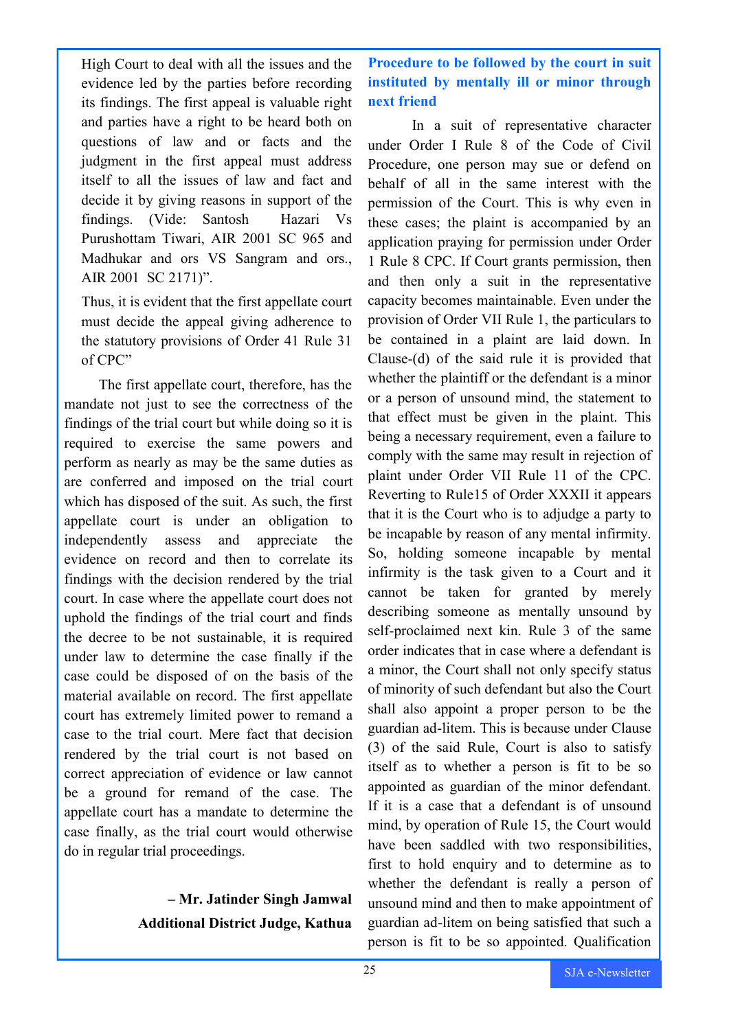High Court to deal with all the issues and the evidence led by the parties before recording its findings. The first appeal is valuable right and parties have a right to be heard both on questions of law and or facts and the judgment in the first appeal must address itself to all the issues of law and fact and decide it by giving reasons in support of the findings. (Vide: Santosh Hazari Vs Purushottam Tiwari, AIR 2001 SC 965 and Madhukar and ors VS Sangram and ors., AIR 2001 SC 2171)".

Thus, it is evident that the first appellate court must decide the appeal giving adherence to the statutory provisions of Order 41 Rule 31 of CPC"

The first appellate court, therefore, has the mandate not just to see the correctness of the findings of the trial court but while doing so it is required to exercise the same powers and perform as nearly as may be the same duties as are conferred and imposed on the trial court which has disposed of the suit. As such, the first appellate court is under an obligation to independently assess and appreciate the evidence on record and then to correlate its findings with the decision rendered by the trial court. In case where the appellate court does not uphold the findings of the trial court and finds the decree to be not sustainable, it is required under law to determine the case finally if the case could be disposed of on the basis of the material available on record. The first appellate court has extremely limited power to remand a case to the trial court. Mere fact that decision rendered by the trial court is not based on correct appreciation of evidence or law cannot be a ground for remand of the case. The appellate court has a mandate to determine the case finally, as the trial court would otherwise do in regular trial proceedings.

**– Mr. Jatinder Singh Jamwal**
**Additional District Judge, Kathua**

## Procedure to be followed by the court in suit instituted by mentally ill or minor through next friend

In a suit of representative character under Order I Rule 8 of the Code of Civil Procedure, one person may sue or defend on behalf of all in the same interest with the permission of the Court. This is why even in these cases; the plaint is accompanied by an application praying for permission under Order 1 Rule 8 CPC. If Court grants permission, then and then only a suit in the representative capacity becomes maintainable. Even under the provision of Order VII Rule 1, the particulars to be contained in a plaint are laid down. In Clause-(d) of the said rule it is provided that whether the plaintiff or the defendant is a minor or a person of unsound mind, the statement to that effect must be given in the plaint. This being a necessary requirement, even a failure to comply with the same may result in rejection of plaint under Order VII Rule 11 of the CPC. Reverting to Rule15 of Order XXXII it appears that it is the Court who is to adjudge a party to be incapable by reason of any mental infirmity. So, holding someone incapable by mental infirmity is the task given to a Court and it cannot be taken for granted by merely describing someone as mentally unsound by self-proclaimed next kin. Rule 3 of the same order indicates that in case where a defendant is a minor, the Court shall not only specify status of minority of such defendant but also the Court shall also appoint a proper person to be the guardian ad-litem. This is because under Clause (3) of the said Rule, Court is also to satisfy itself as to whether a person is fit to be so appointed as guardian of the minor defendant. If it is a case that a defendant is of unsound mind, by operation of Rule 15, the Court would have been saddled with two responsibilities, first to hold enquiry and to determine as to whether the defendant is really a person of unsound mind and then to make appointment of guardian ad-litem on being satisfied that such a person is fit to be so appointed. Qualification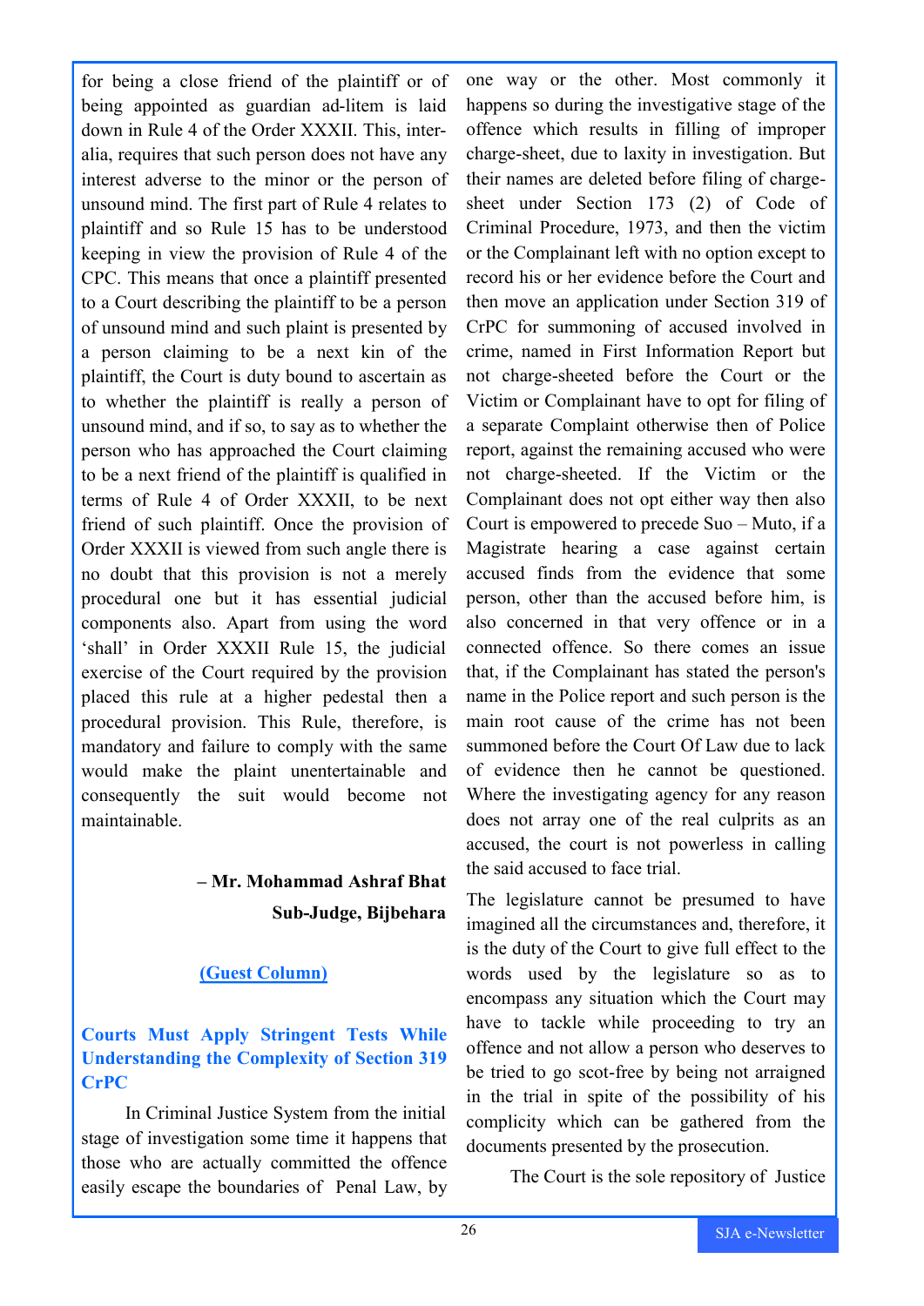for being a close friend of the plaintiff or of being appointed as guardian ad-litem is laid down in Rule 4 of the Order XXXII. This, inter-alia, requires that such person does not have any interest adverse to the minor or the person of unsound mind. The first part of Rule 4 relates to plaintiff and so Rule 15 has to be understood keeping in view the provision of Rule 4 of the CPC. This means that once a plaintiff presented to a Court describing the plaintiff to be a person of unsound mind and such plaint is presented by a person claiming to be a next kin of the plaintiff, the Court is duty bound to ascertain as to whether the plaintiff is really a person of unsound mind, and if so, to say as to whether the person who has approached the Court claiming to be a next friend of the plaintiff is qualified in terms of Rule 4 of Order XXXII, to be next friend of such plaintiff. Once the provision of Order XXXII is viewed from such angle there is no doubt that this provision is not a merely procedural one but it has essential judicial components also. Apart from using the word 'shall' in Order XXXII Rule 15, the judicial exercise of the Court required by the provision placed this rule at a higher pedestal then a procedural provision. This Rule, therefore, is mandatory and failure to comply with the same would make the plaint unentertainable and consequently the suit would become not maintainable.

**– Mr. Mohammad Ashraf Bhat**
**Sub-Judge, Bijbehara**

**(Guest Column)**

## Courts Must Apply Stringent Tests While Understanding the Complexity of Section 319 CrPC

In Criminal Justice System from the initial stage of investigation some time it happens that those who are actually committed the offence easily escape the boundaries of Penal Law, by one way or the other. Most commonly it happens so during the investigative stage of the offence which results in filling of improper charge-sheet, due to laxity in investigation. But their names are deleted before filing of charge-sheet under Section 173 (2) of Code of Criminal Procedure, 1973, and then the victim or the Complainant left with no option except to record his or her evidence before the Court and then move an application under Section 319 of CrPC for summoning of accused involved in crime, named in First Information Report but not charge-sheeted before the Court or the Victim or Complainant have to opt for filing of a separate Complaint otherwise then of Police report, against the remaining accused who were not charge-sheeted. If the Victim or the Complainant does not opt either way then also Court is empowered to precede Suo – Muto, if a Magistrate hearing a case against certain accused finds from the evidence that some person, other than the accused before him, is also concerned in that very offence or in a connected offence. So there comes an issue that, if the Complainant has stated the person's name in the Police report and such person is the main root cause of the crime has not been summoned before the Court Of Law due to lack of evidence then he cannot be questioned. Where the investigating agency for any reason does not array one of the real culprits as an accused, the court is not powerless in calling the said accused to face trial.

The legislature cannot be presumed to have imagined all the circumstances and, therefore, it is the duty of the Court to give full effect to the words used by the legislature so as to encompass any situation which the Court may have to tackle while proceeding to try an offence and not allow a person who deserves to be tried to go scot-free by being not arraigned in the trial in spite of the possibility of his complicity which can be gathered from the documents presented by the prosecution.

The Court is the sole repository of Justice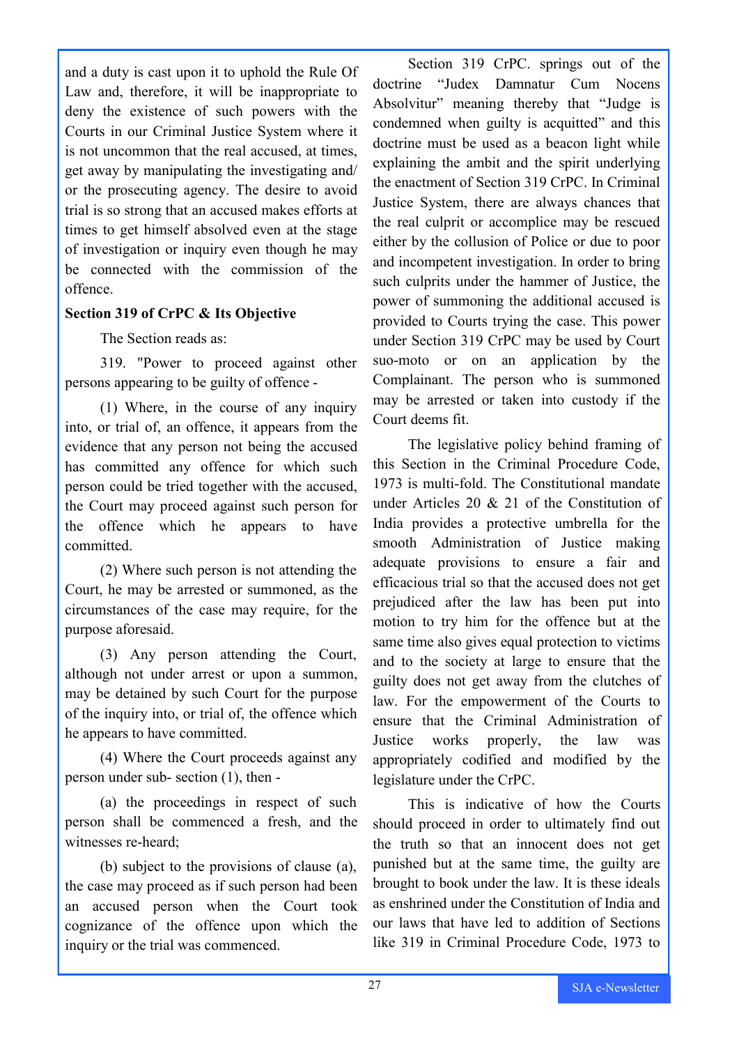and a duty is cast upon it to uphold the Rule Of Law and, therefore, it will be inappropriate to deny the existence of such powers with the Courts in our Criminal Justice System where it is not uncommon that the real accused, at times, get away by manipulating the investigating and/ or the prosecuting agency. The desire to avoid trial is so strong that an accused makes efforts at times to get himself absolved even at the stage of investigation or inquiry even though he may be connected with the commission of the offence.

**Section 319 of CrPC & Its Objective**

The Section reads as:

319. "Power to proceed against other persons appearing to be guilty of offence -

(1) Where, in the course of any inquiry into, or trial of, an offence, it appears from the evidence that any person not being the accused has committed any offence for which such person could be tried together with the accused, the Court may proceed against such person for the offence which he appears to have committed.

(2) Where such person is not attending the Court, he may be arrested or summoned, as the circumstances of the case may require, for the purpose aforesaid.

(3) Any person attending the Court, although not under arrest or upon a summon, may be detained by such Court for the purpose of the inquiry into, or trial of, the offence which he appears to have committed.

(4) Where the Court proceeds against any person under sub- section (1), then -

(a) the proceedings in respect of such person shall be commenced a fresh, and the witnesses re-heard;

(b) subject to the provisions of clause (a), the case may proceed as if such person had been an accused person when the Court took cognizance of the offence upon which the inquiry or the trial was commenced.

Section 319 CrPC. springs out of the doctrine "Judex Damnatur Cum Nocens Absolvitur" meaning thereby that "Judge is condemned when guilty is acquitted" and this doctrine must be used as a beacon light while explaining the ambit and the spirit underlying the enactment of Section 319 CrPC. In Criminal Justice System, there are always chances that the real culprit or accomplice may be rescued either by the collusion of Police or due to poor and incompetent investigation. In order to bring such culprits under the hammer of Justice, the power of summoning the additional accused is provided to Courts trying the case. This power under Section 319 CrPC may be used by Court suo-moto or on an application by the Complainant. The person who is summoned may be arrested or taken into custody if the Court deems fit.

The legislative policy behind framing of this Section in the Criminal Procedure Code, 1973 is multi-fold. The Constitutional mandate under Articles 20 & 21 of the Constitution of India provides a protective umbrella for the smooth Administration of Justice making adequate provisions to ensure a fair and efficacious trial so that the accused does not get prejudiced after the law has been put into motion to try him for the offence but at the same time also gives equal protection to victims and to the society at large to ensure that the guilty does not get away from the clutches of law. For the empowerment of the Courts to ensure that the Criminal Administration of Justice works properly, the law was appropriately codified and modified by the legislature under the CrPC.

This is indicative of how the Courts should proceed in order to ultimately find out the truth so that an innocent does not get punished but at the same time, the guilty are brought to book under the law. It is these ideals as enshrined under the Constitution of India and our laws that have led to addition of Sections like 319 in Criminal Procedure Code, 1973 to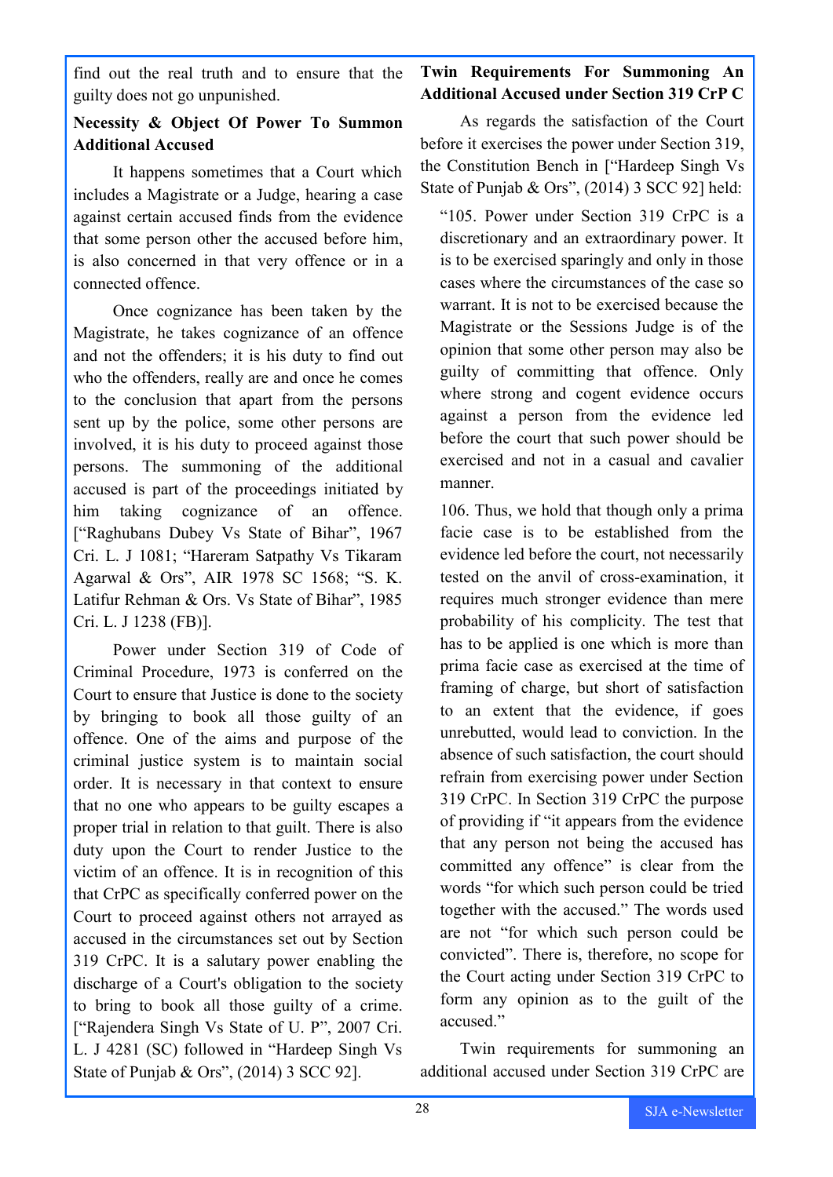find out the real truth and to ensure that the guilty does not go unpunished.

**Necessity & Object Of Power To Summon Additional Accused**

It happens sometimes that a Court which includes a Magistrate or a Judge, hearing a case against certain accused finds from the evidence that some person other the accused before him, is also concerned in that very offence or in a connected offence.

Once cognizance has been taken by the Magistrate, he takes cognizance of an offence and not the offenders; it is his duty to find out who the offenders, really are and once he comes to the conclusion that apart from the persons sent up by the police, some other persons are involved, it is his duty to proceed against those persons. The summoning of the additional accused is part of the proceedings initiated by him taking cognizance of an offence. ["Raghubans Dubey Vs State of Bihar", 1967 Cri. L. J 1081; "Hareram Satpathy Vs Tikaram Agarwal & Ors", AIR 1978 SC 1568; "S. K. Latifur Rehman & Ors. Vs State of Bihar", 1985 Cri. L. J 1238 (FB)].

Power under Section 319 of Code of Criminal Procedure, 1973 is conferred on the Court to ensure that Justice is done to the society by bringing to book all those guilty of an offence. One of the aims and purpose of the criminal justice system is to maintain social order. It is necessary in that context to ensure that no one who appears to be guilty escapes a proper trial in relation to that guilt. There is also duty upon the Court to render Justice to the victim of an offence. It is in recognition of this that CrPC as specifically conferred power on the Court to proceed against others not arrayed as accused in the circumstances set out by Section 319 CrPC. It is a salutary power enabling the discharge of a Court's obligation to the society to bring to book all those guilty of a crime. ["Rajendera Singh Vs State of U. P", 2007 Cri. L. J 4281 (SC) followed in "Hardeep Singh Vs State of Punjab & Ors", (2014) 3 SCC 92].

**Twin Requirements For Summoning An Additional Accused under Section 319 CrP C**

As regards the satisfaction of the Court before it exercises the power under Section 319, the Constitution Bench in ["Hardeep Singh Vs State of Punjab & Ors", (2014) 3 SCC 92] held:

> "105. Power under Section 319 CrPC is a discretionary and an extraordinary power. It is to be exercised sparingly and only in those cases where the circumstances of the case so warrant. It is not to be exercised because the Magistrate or the Sessions Judge is of the opinion that some other person may also be guilty of committing that offence. Only where strong and cogent evidence occurs against a person from the evidence led before the court that such power should be exercised and not in a casual and cavalier manner.
>
> 106. Thus, we hold that though only a prima facie case is to be established from the evidence led before the court, not necessarily tested on the anvil of cross-examination, it requires much stronger evidence than mere probability of his complicity. The test that has to be applied is one which is more than prima facie case as exercised at the time of framing of charge, but short of satisfaction to an extent that the evidence, if goes unrebutted, would lead to conviction. In the absence of such satisfaction, the court should refrain from exercising power under Section 319 CrPC. In Section 319 CrPC the purpose of providing if "it appears from the evidence that any person not being the accused has committed any offence" is clear from the words "for which such person could be tried together with the accused." The words used are not "for which such person could be convicted". There is, therefore, no scope for the Court acting under Section 319 CrPC to form any opinion as to the guilt of the accused."

Twin requirements for summoning an additional accused under Section 319 CrPC are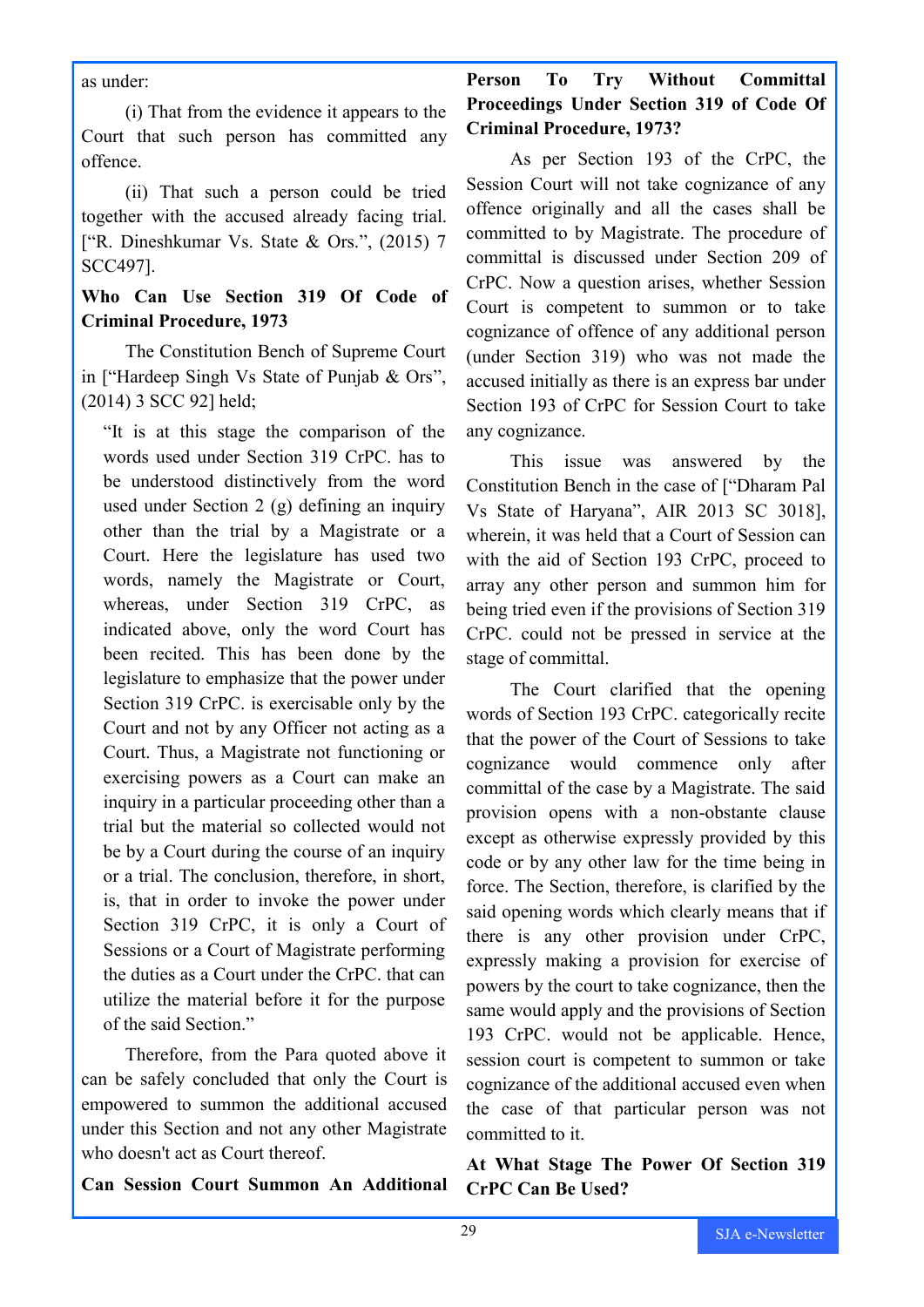as under:

(i) That from the evidence it appears to the Court that such person has committed any offence.

(ii) That such a person could be tried together with the accused already facing trial. ["R. Dineshkumar Vs. State & Ors.", (2015) 7 SCC497].

**Who Can Use Section 319 Of Code of Criminal Procedure, 1973**

The Constitution Bench of Supreme Court in ["Hardeep Singh Vs State of Punjab & Ors", (2014) 3 SCC 92] held;

> "It is at this stage the comparison of the words used under Section 319 CrPC. has to be understood distinctively from the word used under Section 2 (g) defining an inquiry other than the trial by a Magistrate or a Court. Here the legislature has used two words, namely the Magistrate or Court, whereas, under Section 319 CrPC, as indicated above, only the word Court has been recited. This has been done by the legislature to emphasize that the power under Section 319 CrPC. is exercisable only by the Court and not by any Officer not acting as a Court. Thus, a Magistrate not functioning or exercising powers as a Court can make an inquiry in a particular proceeding other than a trial but the material so collected would not be by a Court during the course of an inquiry or a trial. The conclusion, therefore, in short, is, that in order to invoke the power under Section 319 CrPC, it is only a Court of Sessions or a Court of Magistrate performing the duties as a Court under the CrPC. that can utilize the material before it for the purpose of the said Section."

Therefore, from the Para quoted above it can be safely concluded that only the Court is empowered to summon the additional accused under this Section and not any other Magistrate who doesn't act as Court thereof.

**Can Session Court Summon An Additional Person To Try Without Committal Proceedings Under Section 319 of Code Of Criminal Procedure, 1973?**

As per Section 193 of the CrPC, the Session Court will not take cognizance of any offence originally and all the cases shall be committed to by Magistrate. The procedure of committal is discussed under Section 209 of CrPC. Now a question arises, whether Session Court is competent to summon or to take cognizance of offence of any additional person (under Section 319) who was not made the accused initially as there is an express bar under Section 193 of CrPC for Session Court to take any cognizance.

This issue was answered by the Constitution Bench in the case of ["Dharam Pal Vs State of Haryana", AIR 2013 SC 3018], wherein, it was held that a Court of Session can with the aid of Section 193 CrPC, proceed to array any other person and summon him for being tried even if the provisions of Section 319 CrPC. could not be pressed in service at the stage of committal.

The Court clarified that the opening words of Section 193 CrPC. categorically recite that the power of the Court of Sessions to take cognizance would commence only after committal of the case by a Magistrate. The said provision opens with a non-obstante clause except as otherwise expressly provided by this code or by any other law for the time being in force. The Section, therefore, is clarified by the said opening words which clearly means that if there is any other provision under CrPC, expressly making a provision for exercise of powers by the court to take cognizance, then the same would apply and the provisions of Section 193 CrPC. would not be applicable. Hence, session court is competent to summon or take cognizance of the additional accused even when the case of that particular person was not committed to it.

**At What Stage The Power Of Section 319 CrPC Can Be Used?**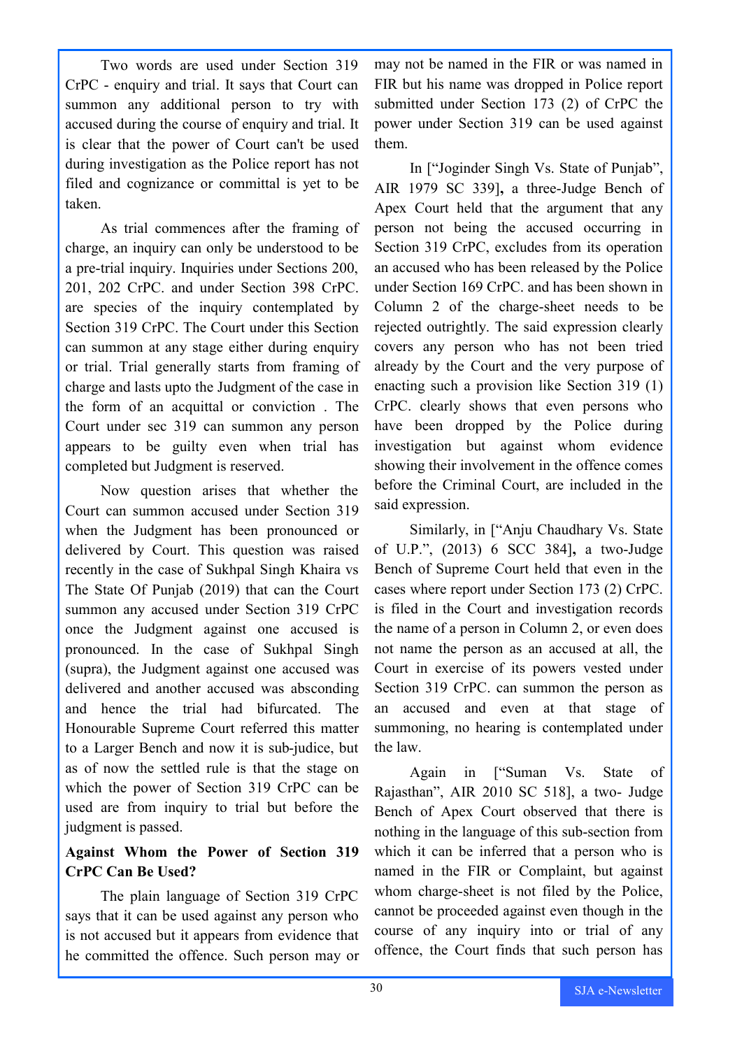Two words are used under Section 319 CrPC - enquiry and trial. It says that Court can summon any additional person to try with accused during the course of enquiry and trial. It is clear that the power of Court can't be used during investigation as the Police report has not filed and cognizance or committal is yet to be taken.

As trial commences after the framing of charge, an inquiry can only be understood to be a pre-trial inquiry. Inquiries under Sections 200, 201, 202 CrPC. and under Section 398 CrPC. are species of the inquiry contemplated by Section 319 CrPC. The Court under this Section can summon at any stage either during enquiry or trial. Trial generally starts from framing of charge and lasts upto the Judgment of the case in the form of an acquittal or conviction . The Court under sec 319 can summon any person appears to be guilty even when trial has completed but Judgment is reserved.

Now question arises that whether the Court can summon accused under Section 319 when the Judgment has been pronounced or delivered by Court. This question was raised recently in the case of Sukhpal Singh Khaira vs The State Of Punjab (2019) that can the Court summon any accused under Section 319 CrPC once the Judgment against one accused is pronounced. In the case of Sukhpal Singh (supra), the Judgment against one accused was delivered and another accused was absconding and hence the trial had bifurcated. The Honourable Supreme Court referred this matter to a Larger Bench and now it is sub-judice, but as of now the settled rule is that the stage on which the power of Section 319 CrPC can be used are from inquiry to trial but before the judgment is passed.

**Against Whom the Power of Section 319 CrPC Can Be Used?**

The plain language of Section 319 CrPC says that it can be used against any person who is not accused but it appears from evidence that he committed the offence. Such person may or may not be named in the FIR or was named in FIR but his name was dropped in Police report submitted under Section 173 (2) of CrPC the power under Section 319 can be used against them.

In ["Joginder Singh Vs. State of Punjab", AIR 1979 SC 339]**,** a three-Judge Bench of Apex Court held that the argument that any person not being the accused occurring in Section 319 CrPC, excludes from its operation an accused who has been released by the Police under Section 169 CrPC. and has been shown in Column 2 of the charge-sheet needs to be rejected outrightly. The said expression clearly covers any person who has not been tried already by the Court and the very purpose of enacting such a provision like Section 319 (1) CrPC. clearly shows that even persons who have been dropped by the Police during investigation but against whom evidence showing their involvement in the offence comes before the Criminal Court, are included in the said expression.

Similarly, in ["Anju Chaudhary Vs. State of U.P.", (2013) 6 SCC 384]**,** a two-Judge Bench of Supreme Court held that even in the cases where report under Section 173 (2) CrPC. is filed in the Court and investigation records the name of a person in Column 2, or even does not name the person as an accused at all, the Court in exercise of its powers vested under Section 319 CrPC. can summon the person as an accused and even at that stage of summoning, no hearing is contemplated under the law.

Again in ["Suman Vs. State of Rajasthan", AIR 2010 SC 518], a two- Judge Bench of Apex Court observed that there is nothing in the language of this sub-section from which it can be inferred that a person who is named in the FIR or Complaint, but against whom charge-sheet is not filed by the Police, cannot be proceeded against even though in the course of any inquiry into or trial of any offence, the Court finds that such person has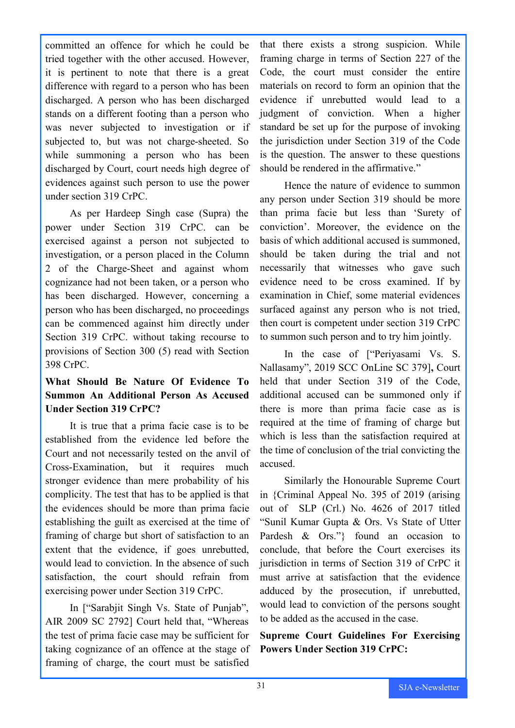committed an offence for which he could be tried together with the other accused. However, it is pertinent to note that there is a great difference with regard to a person who has been discharged. A person who has been discharged stands on a different footing than a person who was never subjected to investigation or if subjected to, but was not charge-sheeted. So while summoning a person who has been discharged by Court, court needs high degree of evidences against such person to use the power under section 319 CrPC.

As per Hardeep Singh case (Supra) the power under Section 319 CrPC. can be exercised against a person not subjected to investigation, or a person placed in the Column 2 of the Charge-Sheet and against whom cognizance had not been taken, or a person who has been discharged. However, concerning a person who has been discharged, no proceedings can be commenced against him directly under Section 319 CrPC. without taking recourse to provisions of Section 300 (5) read with Section 398 CrPC.

**What Should Be Nature Of Evidence To Summon An Additional Person As Accused Under Section 319 CrPC?**

It is true that a prima facie case is to be established from the evidence led before the Court and not necessarily tested on the anvil of Cross-Examination, but it requires much stronger evidence than mere probability of his complicity. The test that has to be applied is that the evidences should be more than prima facie establishing the guilt as exercised at the time of framing of charge but short of satisfaction to an extent that the evidence, if goes unrebutted, would lead to conviction. In the absence of such satisfaction, the court should refrain from exercising power under Section 319 CrPC.

In ["Sarabjit Singh Vs. State of Punjab", AIR 2009 SC 2792] Court held that, "Whereas the test of prima facie case may be sufficient for taking cognizance of an offence at the stage of framing of charge, the court must be satisfied that there exists a strong suspicion. While framing charge in terms of Section 227 of the Code, the court must consider the entire materials on record to form an opinion that the evidence if unrebutted would lead to a judgment of conviction. When a higher standard be set up for the purpose of invoking the jurisdiction under Section 319 of the Code is the question. The answer to these questions should be rendered in the affirmative."

Hence the nature of evidence to summon any person under Section 319 should be more than prima facie but less than 'Surety of conviction'. Moreover, the evidence on the basis of which additional accused is summoned, should be taken during the trial and not necessarily that witnesses who gave such evidence need to be cross examined. If by examination in Chief, some material evidences surfaced against any person who is not tried, then court is competent under section 319 CrPC to summon such person and to try him jointly.

In the case of ["Periyasami Vs. S. Nallasamy", 2019 SCC OnLine SC 379]**,** Court held that under Section 319 of the Code, additional accused can be summoned only if there is more than prima facie case as is required at the time of framing of charge but which is less than the satisfaction required at the time of conclusion of the trial convicting the accused.

Similarly the Honourable Supreme Court in {Criminal Appeal No. 395 of 2019 (arising out of SLP (Crl.) No. 4626 of 2017 titled "Sunil Kumar Gupta & Ors. Vs State of Utter Pardesh & Ors."} found an occasion to conclude, that before the Court exercises its jurisdiction in terms of Section 319 of CrPC it must arrive at satisfaction that the evidence adduced by the prosecution, if unrebutted, would lead to conviction of the persons sought to be added as the accused in the case.

**Supreme Court Guidelines For Exercising Powers Under Section 319 CrPC:**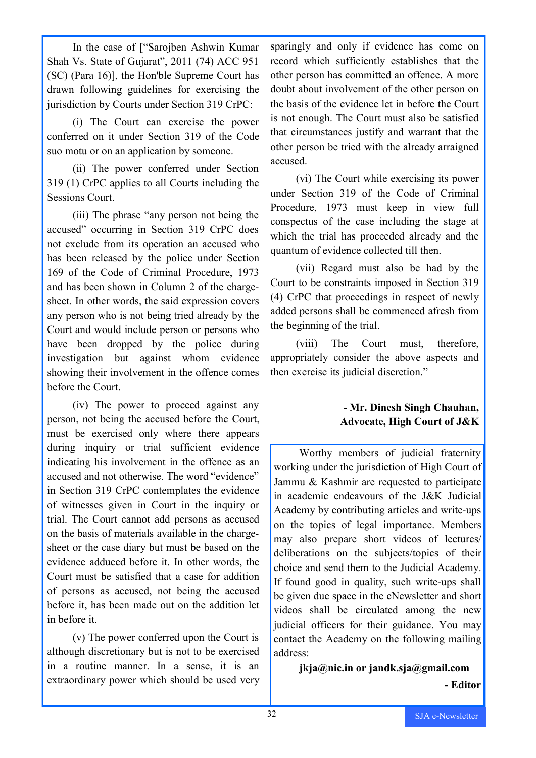In the case of ["Sarojben Ashwin Kumar Shah Vs. State of Gujarat", 2011 (74) ACC 951 (SC) (Para 16)], the Hon'ble Supreme Court has drawn following guidelines for exercising the jurisdiction by Courts under Section 319 CrPC:

(i) The Court can exercise the power conferred on it under Section 319 of the Code suo motu or on an application by someone.

(ii) The power conferred under Section 319 (1) CrPC applies to all Courts including the Sessions Court.

(iii) The phrase "any person not being the accused" occurring in Section 319 CrPC does not exclude from its operation an accused who has been released by the police under Section 169 of the Code of Criminal Procedure, 1973 and has been shown in Column 2 of the charge-sheet. In other words, the said expression covers any person who is not being tried already by the Court and would include person or persons who have been dropped by the police during investigation but against whom evidence showing their involvement in the offence comes before the Court.

(iv) The power to proceed against any person, not being the accused before the Court, must be exercised only where there appears during inquiry or trial sufficient evidence indicating his involvement in the offence as an accused and not otherwise. The word "evidence" in Section 319 CrPC contemplates the evidence of witnesses given in Court in the inquiry or trial. The Court cannot add persons as accused on the basis of materials available in the charge-sheet or the case diary but must be based on the evidence adduced before it. In other words, the Court must be satisfied that a case for addition of persons as accused, not being the accused before it, has been made out on the addition let in before it.

(v) The power conferred upon the Court is although discretionary but is not to be exercised in a routine manner. In a sense, it is an extraordinary power which should be used very sparingly and only if evidence has come on record which sufficiently establishes that the other person has committed an offence. A more doubt about involvement of the other person on the basis of the evidence let in before the Court is not enough. The Court must also be satisfied that circumstances justify and warrant that the other person be tried with the already arraigned accused.

(vi) The Court while exercising its power under Section 319 of the Code of Criminal Procedure, 1973 must keep in view full conspectus of the case including the stage at which the trial has proceeded already and the quantum of evidence collected till then.

(vii) Regard must also be had by the Court to be constraints imposed in Section 319 (4) CrPC that proceedings in respect of newly added persons shall be commenced afresh from the beginning of the trial.

(viii) The Court must, therefore, appropriately consider the above aspects and then exercise its judicial discretion."

**- Mr. Dinesh Singh Chauhan,**
**Advocate, High Court of J&K**

---

Worthy members of judicial fraternity working under the jurisdiction of High Court of Jammu & Kashmir are requested to participate in academic endeavours of the J&K Judicial Academy by contributing articles and write-ups on the topics of legal importance. Members may also prepare short videos of lectures/ deliberations on the subjects/topics of their choice and send them to the Judicial Academy. If found good in quality, such write-ups shall be given due space in the eNewsletter and short videos shall be circulated among the new judicial officers for their guidance. You may contact the Academy on the following mailing address:

**jkja@nic.in or jandk.sja@gmail.com**

**- Editor**